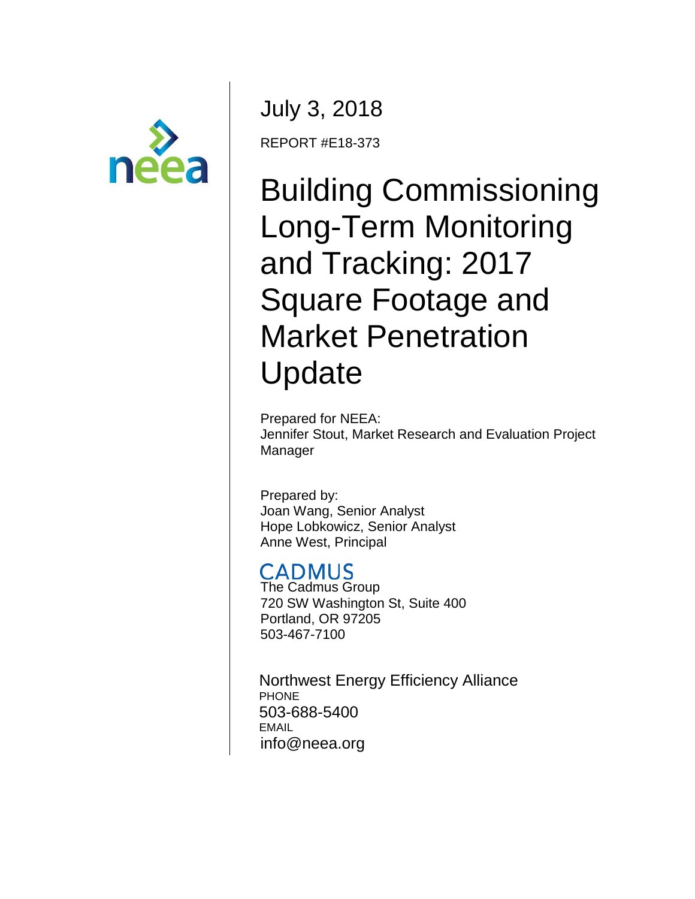July 3, 2018

REPORT #E18-373

# Building Commissioning Long-Term Monitoring and Tracking: 2017 Square Footage and Market Penetration Update

Prepared for NEEA:
Jennifer Stout, Market Research and Evaluation Project Manager

Prepared by:
Joan Wang, Senior Analyst
Hope Lobkowicz, Senior Analyst
Anne West, Principal

CADMUS
The Cadmus Group
720 SW Washington St, Suite 400
Portland, OR 97205
503-467-7100

Northwest Energy Efficiency Alliance
PHONE
503-688-5400
EMAIL
info@neea.org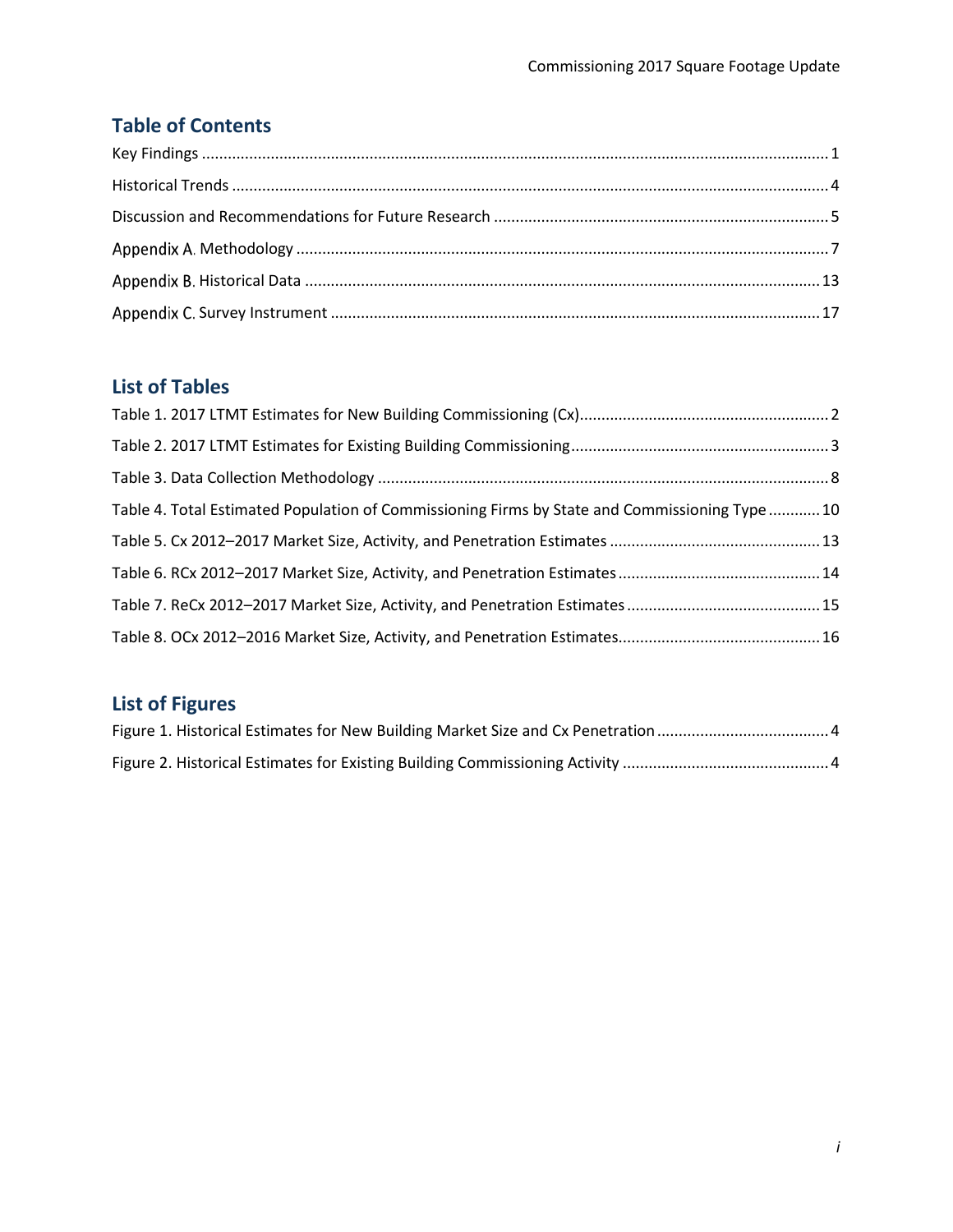## Table of Contents

Key Findings ........................................................................................................................................ 1

Historical Trends ................................................................................................................................. 4

Discussion and Recommendations for Future Research ..................................................................... 5

Appendix A. Methodology ................................................................................................................... 7

Appendix B. Historical Data ............................................................................................................... 13

Appendix C. Survey Instrument ......................................................................................................... 17

## List of Tables

Table 1. 2017 LTMT Estimates for New Building Commissioning (Cx).................................................. 2

Table 2. 2017 LTMT Estimates for Existing Building Commissioning.................................................... 3

Table 3. Data Collection Methodology ................................................................................................. 8

Table 4. Total Estimated Population of Commissioning Firms by State and Commissioning Type ............ 10

Table 5. Cx 2012–2017 Market Size, Activity, and Penetration Estimates ........................................... 13

Table 6. RCx 2012–2017 Market Size, Activity, and Penetration Estimates ......................................... 14

Table 7. ReCx 2012–2017 Market Size, Activity, and Penetration Estimates ....................................... 15

Table 8. OCx 2012–2016 Market Size, Activity, and Penetration Estimates.......................................... 16

## List of Figures

Figure 1. Historical Estimates for New Building Market Size and Cx Penetration .................................. 4

Figure 2. Historical Estimates for Existing Building Commissioning Activity .......................................... 4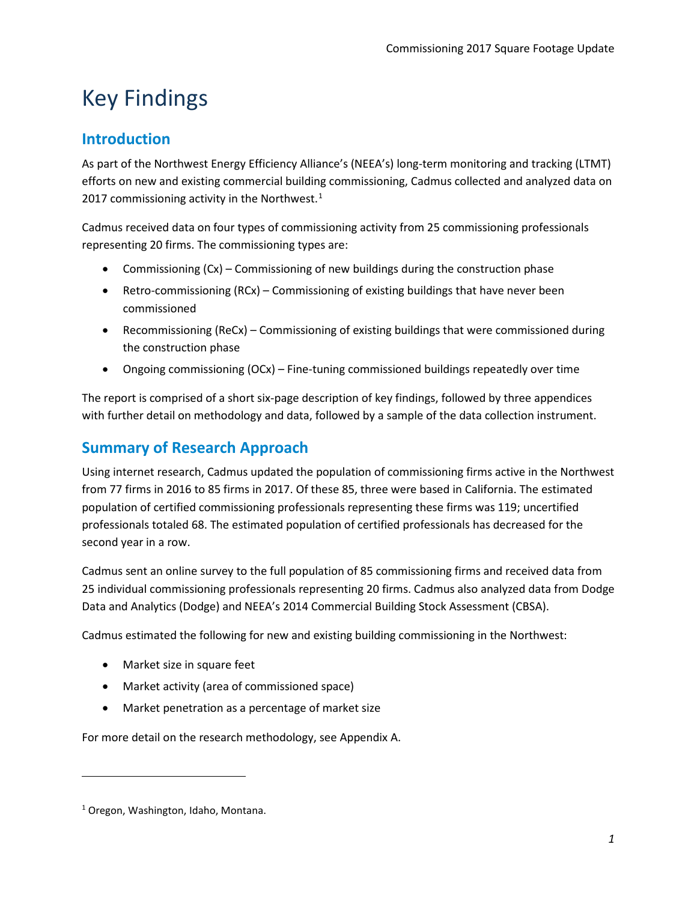# Key Findings

## Introduction

As part of the Northwest Energy Efficiency Alliance's (NEEA's) long-term monitoring and tracking (LTMT) efforts on new and existing commercial building commissioning, Cadmus collected and analyzed data on 2017 commissioning activity in the Northwest.[1]

Cadmus received data on four types of commissioning activity from 25 commissioning professionals representing 20 firms. The commissioning types are:

- Commissioning (Cx) – Commissioning of new buildings during the construction phase
- Retro-commissioning (RCx) – Commissioning of existing buildings that have never been commissioned
- Recommissioning (ReCx) – Commissioning of existing buildings that were commissioned during the construction phase
- Ongoing commissioning (OCx) – Fine-tuning commissioned buildings repeatedly over time

The report is comprised of a short six-page description of key findings, followed by three appendices with further detail on methodology and data, followed by a sample of the data collection instrument.

## Summary of Research Approach

Using internet research, Cadmus updated the population of commissioning firms active in the Northwest from 77 firms in 2016 to 85 firms in 2017. Of these 85, three were based in California. The estimated population of certified commissioning professionals representing these firms was 119; uncertified professionals totaled 68. The estimated population of certified professionals has decreased for the second year in a row.

Cadmus sent an online survey to the full population of 85 commissioning firms and received data from 25 individual commissioning professionals representing 20 firms. Cadmus also analyzed data from Dodge Data and Analytics (Dodge) and NEEA's 2014 Commercial Building Stock Assessment (CBSA).

Cadmus estimated the following for new and existing building commissioning in the Northwest:

- Market size in square feet
- Market activity (area of commissioned space)
- Market penetration as a percentage of market size

For more detail on the research methodology, see Appendix A.

---

[1] Oregon, Washington, Idaho, Montana.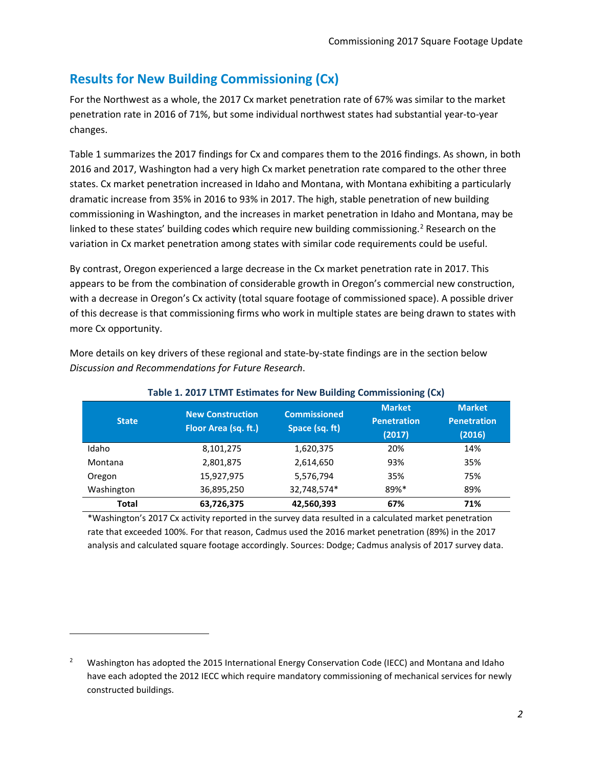## Results for New Building Commissioning (Cx)

For the Northwest as a whole, the 2017 Cx market penetration rate of 67% was similar to the market penetration rate in 2016 of 71%, but some individual northwest states had substantial year-to-year changes.

Table 1 summarizes the 2017 findings for Cx and compares them to the 2016 findings. As shown, in both 2016 and 2017, Washington had a very high Cx market penetration rate compared to the other three states. Cx market penetration increased in Idaho and Montana, with Montana exhibiting a particularly dramatic increase from 35% in 2016 to 93% in 2017. The high, stable penetration of new building commissioning in Washington, and the increases in market penetration in Idaho and Montana, may be linked to these states' building codes which require new building commissioning.[2] Research on the variation in Cx market penetration among states with similar code requirements could be useful.

By contrast, Oregon experienced a large decrease in the Cx market penetration rate in 2017. This appears to be from the combination of considerable growth in Oregon's commercial new construction, with a decrease in Oregon's Cx activity (total square footage of commissioned space). A possible driver of this decrease is that commissioning firms who work in multiple states are being drawn to states with more Cx opportunity.

More details on key drivers of these regional and state-by-state findings are in the section below *Discussion and Recommendations for Future Research*.

**Table 1. 2017 LTMT Estimates for New Building Commissioning (Cx)**

| State | New Construction Floor Area (sq. ft.) | Commissioned Space (sq. ft) | Market Penetration (2017) | Market Penetration (2016) |
|---|---|---|---|---|
| Idaho | 8,101,275 | 1,620,375 | 20% | 14% |
| Montana | 2,801,875 | 2,614,650 | 93% | 35% |
| Oregon | 15,927,975 | 5,576,794 | 35% | 75% |
| Washington | 36,895,250 | 32,748,574* | 89%* | 89% |
| **Total** | **63,726,375** | **42,560,393** | **67%** | **71%** |

*Washington's 2017 Cx activity reported in the survey data resulted in a calculated market penetration rate that exceeded 100%. For that reason, Cadmus used the 2016 market penetration (89%) in the 2017 analysis and calculated square footage accordingly. Sources: Dodge; Cadmus analysis of 2017 survey data.

[2] Washington has adopted the 2015 International Energy Conservation Code (IECC) and Montana and Idaho have each adopted the 2012 IECC which require mandatory commissioning of mechanical services for newly constructed buildings.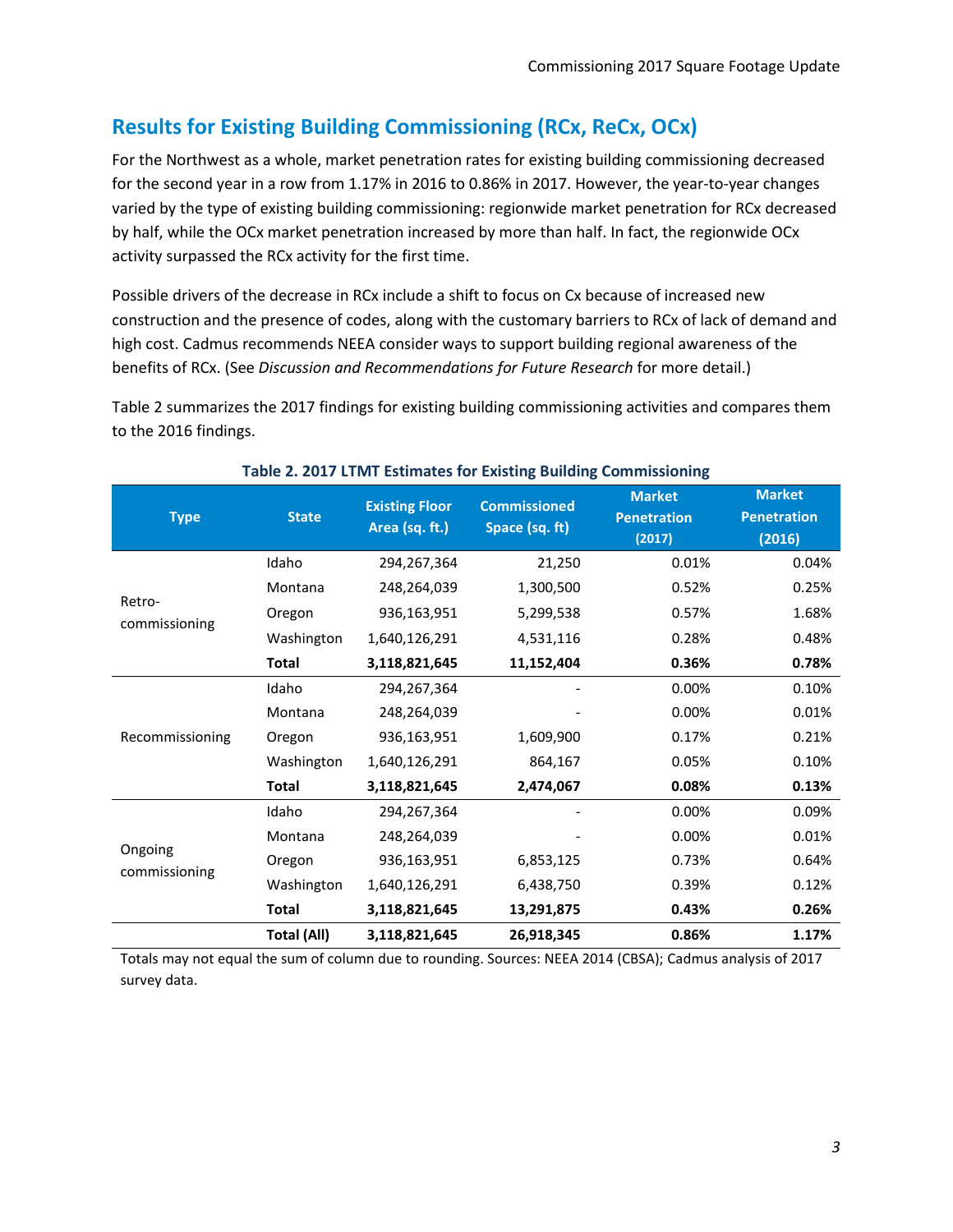## Results for Existing Building Commissioning (RCx, ReCx, OCx)

For the Northwest as a whole, market penetration rates for existing building commissioning decreased for the second year in a row from 1.17% in 2016 to 0.86% in 2017. However, the year-to-year changes varied by the type of existing building commissioning: regionwide market penetration for RCx decreased by half, while the OCx market penetration increased by more than half. In fact, the regionwide OCx activity surpassed the RCx activity for the first time.

Possible drivers of the decrease in RCx include a shift to focus on Cx because of increased new construction and the presence of codes, along with the customary barriers to RCx of lack of demand and high cost. Cadmus recommends NEEA consider ways to support building regional awareness of the benefits of RCx. (See *Discussion and Recommendations for Future Research* for more detail.)

Table 2 summarizes the 2017 findings for existing building commissioning activities and compares them to the 2016 findings.

**Table 2. 2017 LTMT Estimates for Existing Building Commissioning**

| Type | State | Existing Floor Area (sq. ft.) | Commissioned Space (sq. ft) | Market Penetration (2017) | Market Penetration (2016) |
|---|---|---|---|---|---|
| Retro-commissioning | Idaho | 294,267,364 | 21,250 | 0.01% | 0.04% |
| | Montana | 248,264,039 | 1,300,500 | 0.52% | 0.25% |
| | Oregon | 936,163,951 | 5,299,538 | 0.57% | 1.68% |
| | Washington | 1,640,126,291 | 4,531,116 | 0.28% | 0.48% |
| | **Total** | **3,118,821,645** | **11,152,404** | **0.36%** | **0.78%** |
| Recommissioning | Idaho | 294,267,364 | - | 0.00% | 0.10% |
| | Montana | 248,264,039 | - | 0.00% | 0.01% |
| | Oregon | 936,163,951 | 1,609,900 | 0.17% | 0.21% |
| | Washington | 1,640,126,291 | 864,167 | 0.05% | 0.10% |
| | **Total** | **3,118,821,645** | **2,474,067** | **0.08%** | **0.13%** |
| Ongoing commissioning | Idaho | 294,267,364 | - | 0.00% | 0.09% |
| | Montana | 248,264,039 | - | 0.00% | 0.01% |
| | Oregon | 936,163,951 | 6,853,125 | 0.73% | 0.64% |
| | Washington | 1,640,126,291 | 6,438,750 | 0.39% | 0.12% |
| | **Total** | **3,118,821,645** | **13,291,875** | **0.43%** | **0.26%** |
| | **Total (All)** | **3,118,821,645** | **26,918,345** | **0.86%** | **1.17%** |

Totals may not equal the sum of column due to rounding. Sources: NEEA 2014 (CBSA); Cadmus analysis of 2017 survey data.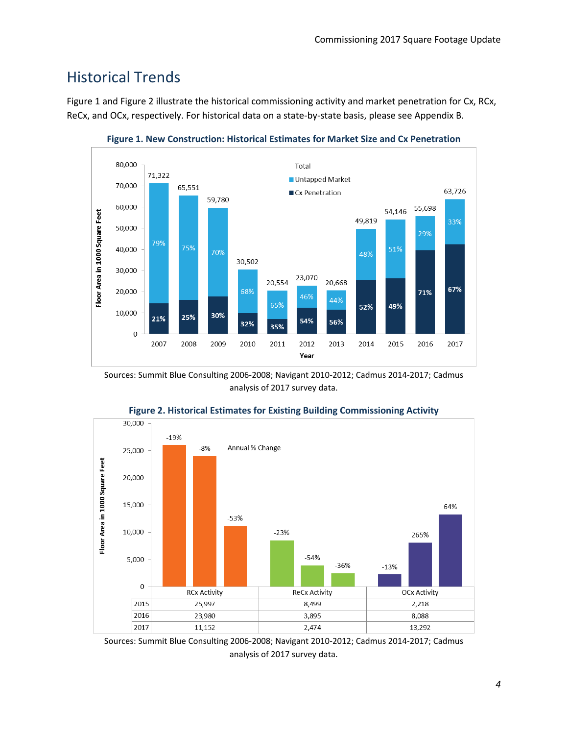## Historical Trends

Figure 1 and Figure 2 illustrate the historical commissioning activity and market penetration for Cx, RCx, ReCx, and OCx, respectively. For historical data on a state-by-state basis, please see Appendix B.

**Figure 1. New Construction: Historical Estimates for Market Size and Cx Penetration**

| Year | Total (1000 sq ft) | Untapped Market | Cx Penetration |
|---|---|---|---|
| 2007 | 71,322 | 79% | 21% |
| 2008 | 65,551 | 75% | 25% |
| 2009 | 59,780 | 70% | 30% |
| 2010 | 30,502 | 68% | 32% |
| 2011 | 20,554 | 65% | 35% |
| 2012 | 23,070 | 46% | 54% |
| 2013 | 20,668 | 44% | 56% |
| 2014 | 49,819 | 48% | 52% |
| 2015 | 54,146 | 51% | 49% |
| 2016 | 55,698 | 29% | 71% |
| 2017 | 63,726 | 33% | 67% |

Sources: Summit Blue Consulting 2006-2008; Navigant 2010-2012; Cadmus 2014-2017; Cadmus analysis of 2017 survey data.

**Figure 2. Historical Estimates for Existing Building Commissioning Activity**

| | RCx Activity | ReCx Activity | OCx Activity |
|---|---|---|---|
| 2015 | 25,997 | 8,499 | 2,218 |
| 2016 | 23,980 | 3,895 | 8,088 |
| 2017 | 11,152 | 2,474 | 13,292 |

Annual % Change: RCx Activity: -19%, -8%, -53%; ReCx Activity: -23%, -54%, -36%; OCx Activity: -13%, 265%, 64%

Sources: Summit Blue Consulting 2006-2008; Navigant 2010-2012; Cadmus 2014-2017; Cadmus analysis of 2017 survey data.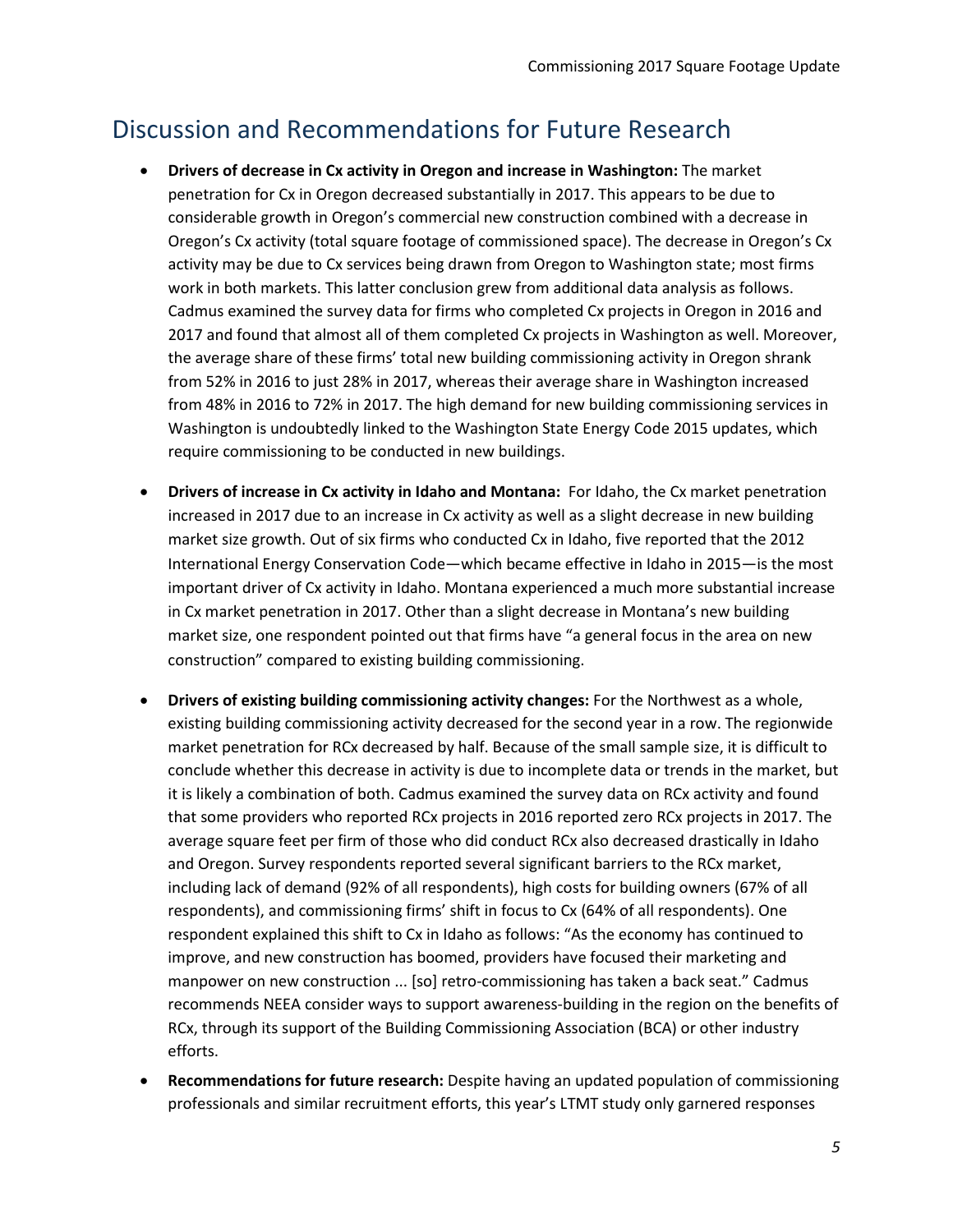## Discussion and Recommendations for Future Research

- **Drivers of decrease in Cx activity in Oregon and increase in Washington:** The market penetration for Cx in Oregon decreased substantially in 2017. This appears to be due to considerable growth in Oregon's commercial new construction combined with a decrease in Oregon's Cx activity (total square footage of commissioned space). The decrease in Oregon's Cx activity may be due to Cx services being drawn from Oregon to Washington state; most firms work in both markets. This latter conclusion grew from additional data analysis as follows. Cadmus examined the survey data for firms who completed Cx projects in Oregon in 2016 and 2017 and found that almost all of them completed Cx projects in Washington as well. Moreover, the average share of these firms' total new building commissioning activity in Oregon shrank from 52% in 2016 to just 28% in 2017, whereas their average share in Washington increased from 48% in 2016 to 72% in 2017. The high demand for new building commissioning services in Washington is undoubtedly linked to the Washington State Energy Code 2015 updates, which require commissioning to be conducted in new buildings.

- **Drivers of increase in Cx activity in Idaho and Montana:** For Idaho, the Cx market penetration increased in 2017 due to an increase in Cx activity as well as a slight decrease in new building market size growth. Out of six firms who conducted Cx in Idaho, five reported that the 2012 International Energy Conservation Code—which became effective in Idaho in 2015—is the most important driver of Cx activity in Idaho. Montana experienced a much more substantial increase in Cx market penetration in 2017. Other than a slight decrease in Montana's new building market size, one respondent pointed out that firms have "a general focus in the area on new construction" compared to existing building commissioning.

- **Drivers of existing building commissioning activity changes:** For the Northwest as a whole, existing building commissioning activity decreased for the second year in a row. The regionwide market penetration for RCx decreased by half. Because of the small sample size, it is difficult to conclude whether this decrease in activity is due to incomplete data or trends in the market, but it is likely a combination of both. Cadmus examined the survey data on RCx activity and found that some providers who reported RCx projects in 2016 reported zero RCx projects in 2017. The average square feet per firm of those who did conduct RCx also decreased drastically in Idaho and Oregon. Survey respondents reported several significant barriers to the RCx market, including lack of demand (92% of all respondents), high costs for building owners (67% of all respondents), and commissioning firms' shift in focus to Cx (64% of all respondents). One respondent explained this shift to Cx in Idaho as follows: "As the economy has continued to improve, and new construction has boomed, providers have focused their marketing and manpower on new construction ... [so] retro-commissioning has taken a back seat." Cadmus recommends NEEA consider ways to support awareness-building in the region on the benefits of RCx, through its support of the Building Commissioning Association (BCA) or other industry efforts.

- **Recommendations for future research:** Despite having an updated population of commissioning professionals and similar recruitment efforts, this year's LTMT study only garnered responses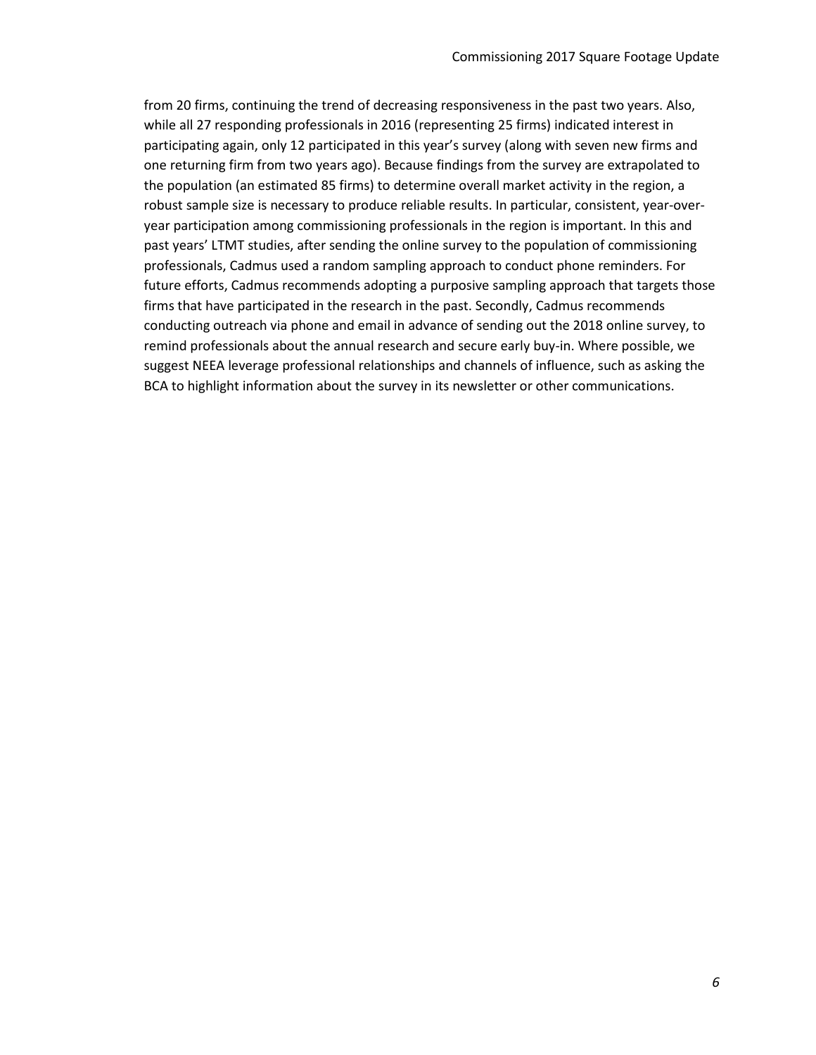from 20 firms, continuing the trend of decreasing responsiveness in the past two years. Also, while all 27 responding professionals in 2016 (representing 25 firms) indicated interest in participating again, only 12 participated in this year's survey (along with seven new firms and one returning firm from two years ago). Because findings from the survey are extrapolated to the population (an estimated 85 firms) to determine overall market activity in the region, a robust sample size is necessary to produce reliable results. In particular, consistent, year-over-year participation among commissioning professionals in the region is important. In this and past years' LTMT studies, after sending the online survey to the population of commissioning professionals, Cadmus used a random sampling approach to conduct phone reminders. For future efforts, Cadmus recommends adopting a purposive sampling approach that targets those firms that have participated in the research in the past. Secondly, Cadmus recommends conducting outreach via phone and email in advance of sending out the 2018 online survey, to remind professionals about the annual research and secure early buy-in. Where possible, we suggest NEEA leverage professional relationships and channels of influence, such as asking the BCA to highlight information about the survey in its newsletter or other communications.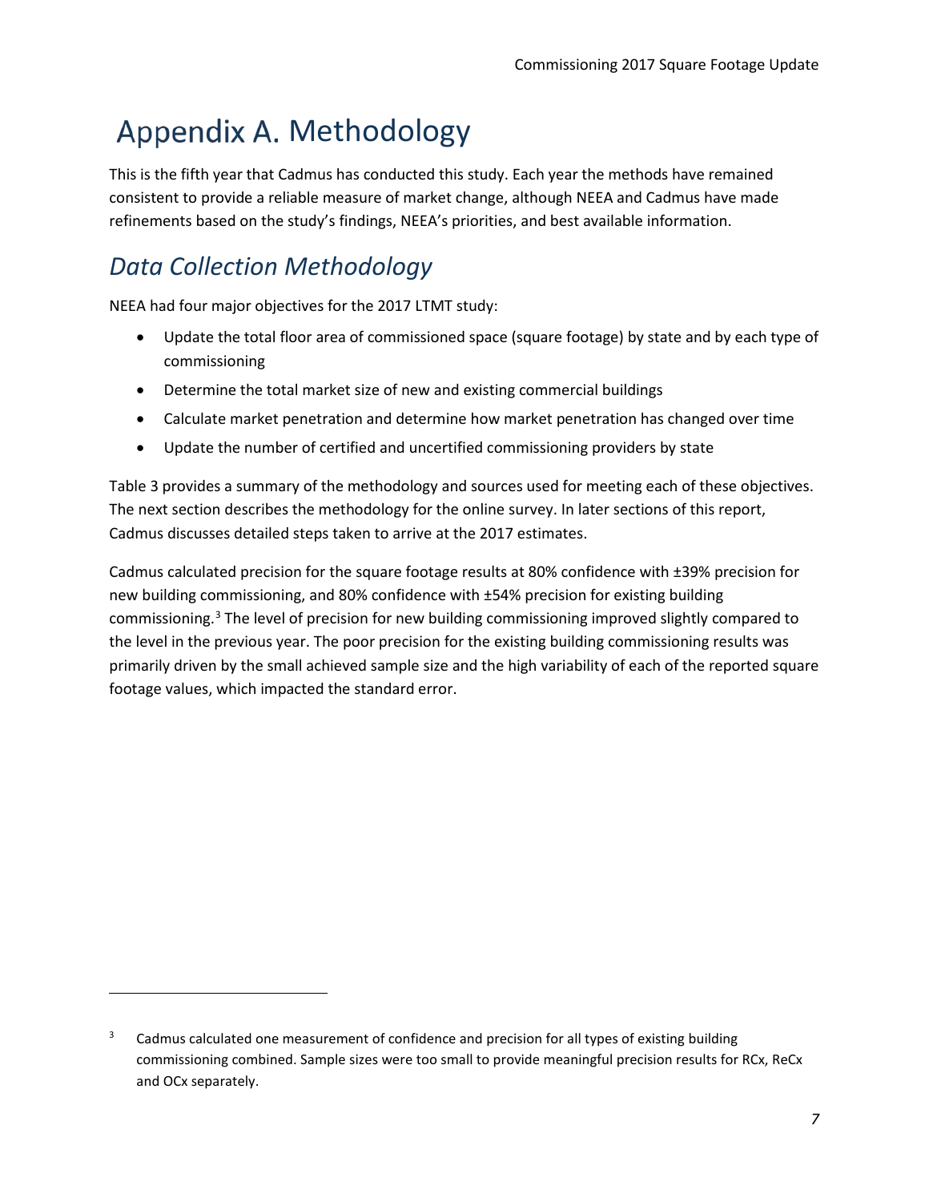# Appendix A. Methodology

This is the fifth year that Cadmus has conducted this study. Each year the methods have remained consistent to provide a reliable measure of market change, although NEEA and Cadmus have made refinements based on the study's findings, NEEA's priorities, and best available information.

## *Data Collection Methodology*

NEEA had four major objectives for the 2017 LTMT study:

- Update the total floor area of commissioned space (square footage) by state and by each type of commissioning
- Determine the total market size of new and existing commercial buildings
- Calculate market penetration and determine how market penetration has changed over time
- Update the number of certified and uncertified commissioning providers by state

Table 3 provides a summary of the methodology and sources used for meeting each of these objectives. The next section describes the methodology for the online survey. In later sections of this report, Cadmus discusses detailed steps taken to arrive at the 2017 estimates.

Cadmus calculated precision for the square footage results at 80% confidence with ±39% precision for new building commissioning, and 80% confidence with ±54% precision for existing building commissioning.[3] The level of precision for new building commissioning improved slightly compared to the level in the previous year. The poor precision for the existing building commissioning results was primarily driven by the small achieved sample size and the high variability of each of the reported square footage values, which impacted the standard error.

[3] Cadmus calculated one measurement of confidence and precision for all types of existing building commissioning combined. Sample sizes were too small to provide meaningful precision results for RCx, ReCx and OCx separately.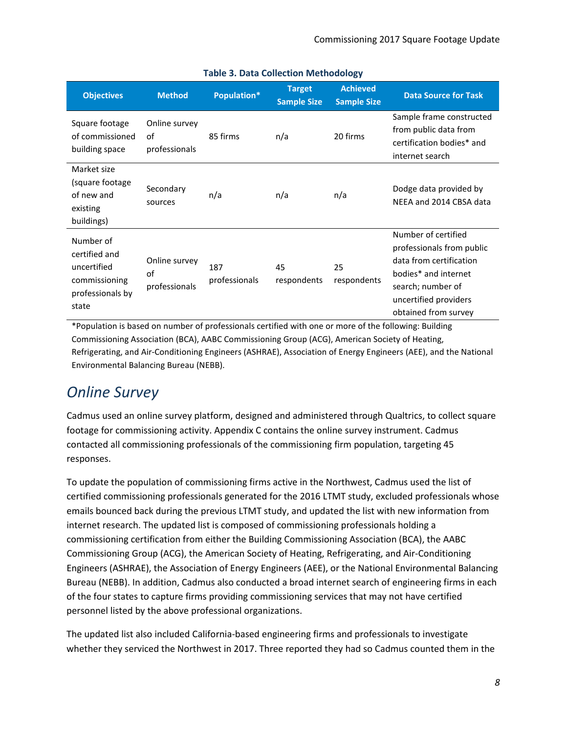**Table 3. Data Collection Methodology**

| Objectives | Method | Population* | Target Sample Size | Achieved Sample Size | Data Source for Task |
|---|---|---|---|---|---|
| Square footage of commissioned building space | Online survey of professionals | 85 firms | n/a | 20 firms | Sample frame constructed from public data from certification bodies* and internet search |
| Market size (square footage of new and existing buildings) | Secondary sources | n/a | n/a | n/a | Dodge data provided by NEEA and 2014 CBSA data |
| Number of certified and uncertified commissioning professionals by state | Online survey of professionals | 187 professionals | 45 respondents | 25 respondents | Number of certified professionals from public data from certification bodies* and internet search; number of uncertified providers obtained from survey |

*Population is based on number of professionals certified with one or more of the following: Building Commissioning Association (BCA), AABC Commissioning Group (ACG), American Society of Heating, Refrigerating, and Air-Conditioning Engineers (ASHRAE), Association of Energy Engineers (AEE), and the National Environmental Balancing Bureau (NEBB).

## *Online Survey*

Cadmus used an online survey platform, designed and administered through Qualtrics, to collect square footage for commissioning activity. Appendix C contains the online survey instrument. Cadmus contacted all commissioning professionals of the commissioning firm population, targeting 45 responses.

To update the population of commissioning firms active in the Northwest, Cadmus used the list of certified commissioning professionals generated for the 2016 LTMT study, excluded professionals whose emails bounced back during the previous LTMT study, and updated the list with new information from internet research. The updated list is composed of commissioning professionals holding a commissioning certification from either the Building Commissioning Association (BCA), the AABC Commissioning Group (ACG), the American Society of Heating, Refrigerating, and Air-Conditioning Engineers (ASHRAE), the Association of Energy Engineers (AEE), or the National Environmental Balancing Bureau (NEBB). In addition, Cadmus also conducted a broad internet search of engineering firms in each of the four states to capture firms providing commissioning services that may not have certified personnel listed by the above professional organizations.

The updated list also included California-based engineering firms and professionals to investigate whether they serviced the Northwest in 2017. Three reported they had so Cadmus counted them in the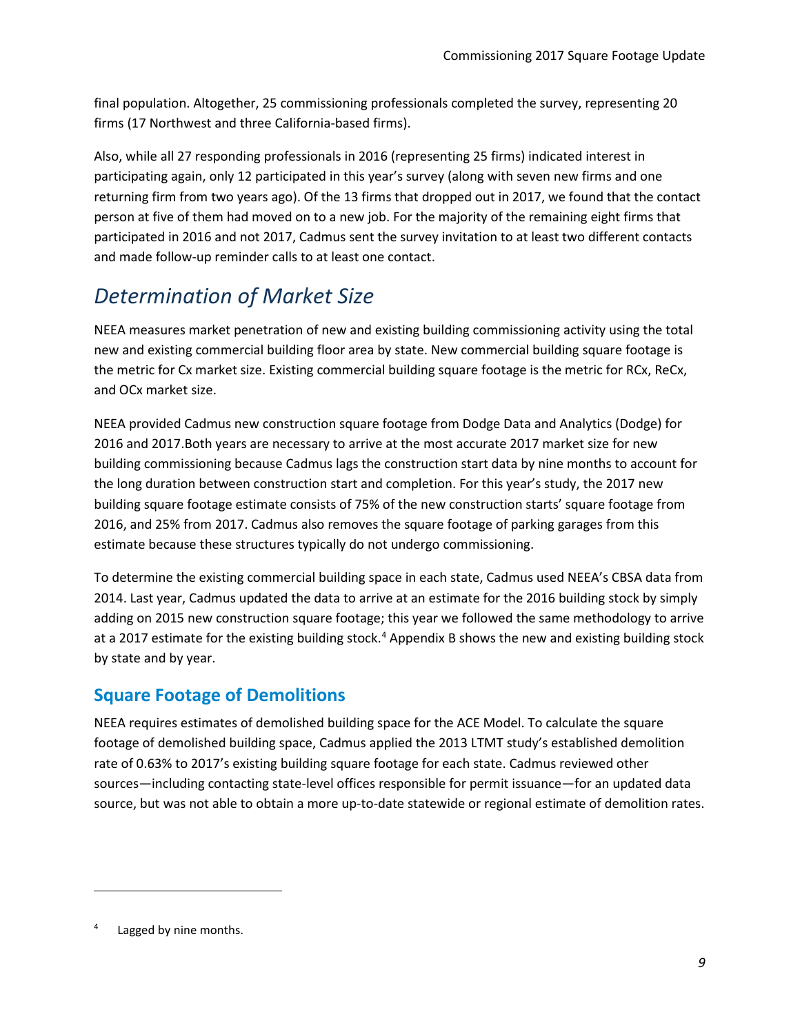final population. Altogether, 25 commissioning professionals completed the survey, representing 20 firms (17 Northwest and three California-based firms).

Also, while all 27 responding professionals in 2016 (representing 25 firms) indicated interest in participating again, only 12 participated in this year's survey (along with seven new firms and one returning firm from two years ago). Of the 13 firms that dropped out in 2017, we found that the contact person at five of them had moved on to a new job. For the majority of the remaining eight firms that participated in 2016 and not 2017, Cadmus sent the survey invitation to at least two different contacts and made follow-up reminder calls to at least one contact.

# *Determination of Market Size*

NEEA measures market penetration of new and existing building commissioning activity using the total new and existing commercial building floor area by state. New commercial building square footage is the metric for Cx market size. Existing commercial building square footage is the metric for RCx, ReCx, and OCx market size.

NEEA provided Cadmus new construction square footage from Dodge Data and Analytics (Dodge) for 2016 and 2017.Both years are necessary to arrive at the most accurate 2017 market size for new building commissioning because Cadmus lags the construction start data by nine months to account for the long duration between construction start and completion. For this year's study, the 2017 new building square footage estimate consists of 75% of the new construction starts' square footage from 2016, and 25% from 2017. Cadmus also removes the square footage of parking garages from this estimate because these structures typically do not undergo commissioning.

To determine the existing commercial building space in each state, Cadmus used NEEA's CBSA data from 2014. Last year, Cadmus updated the data to arrive at an estimate for the 2016 building stock by simply adding on 2015 new construction square footage; this year we followed the same methodology to arrive at a 2017 estimate for the existing building stock.[4] Appendix B shows the new and existing building stock by state and by year.

## Square Footage of Demolitions

NEEA requires estimates of demolished building space for the ACE Model. To calculate the square footage of demolished building space, Cadmus applied the 2013 LTMT study's established demolition rate of 0.63% to 2017's existing building square footage for each state. Cadmus reviewed other sources—including contacting state-level offices responsible for permit issuance—for an updated data source, but was not able to obtain a more up-to-date statewide or regional estimate of demolition rates.

[4] Lagged by nine months.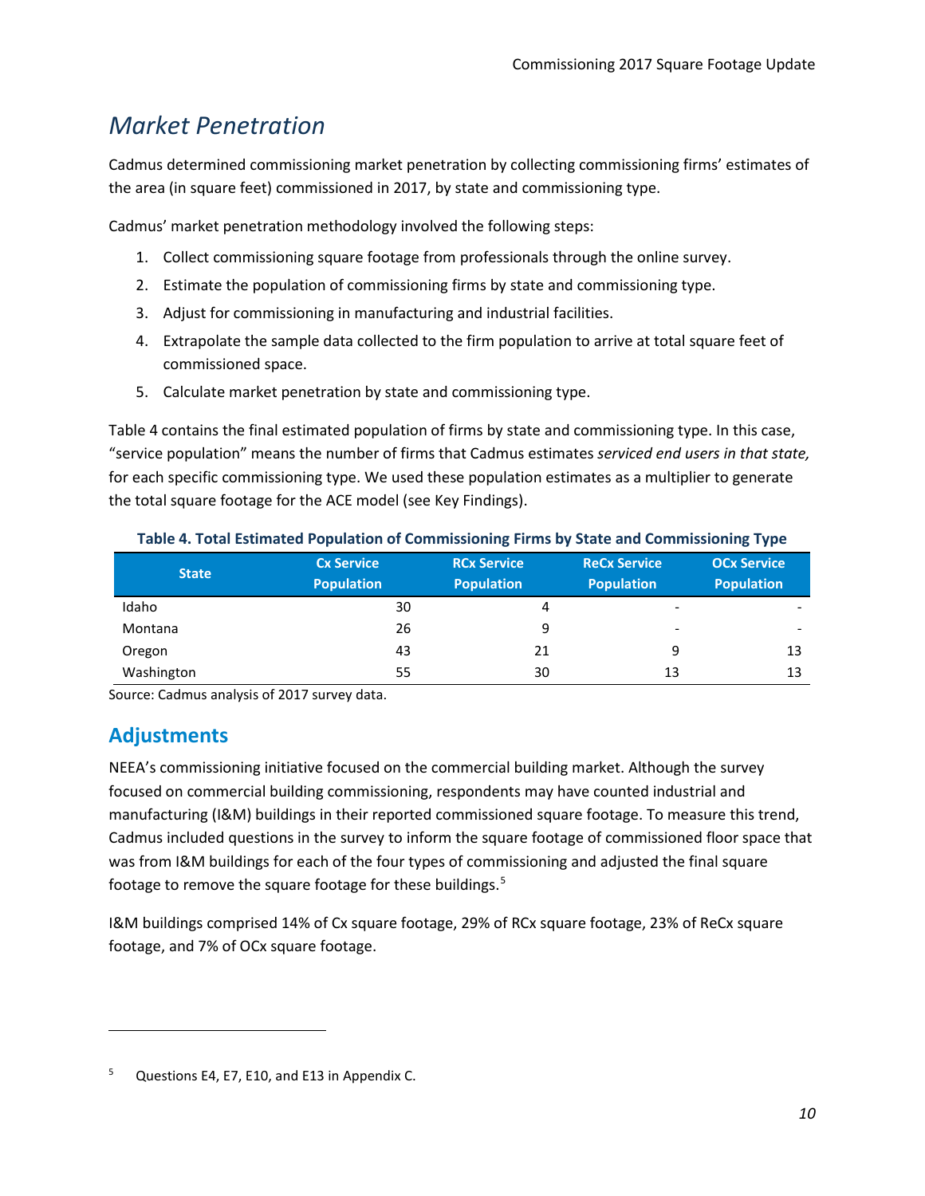# *Market Penetration*

Cadmus determined commissioning market penetration by collecting commissioning firms' estimates of the area (in square feet) commissioned in 2017, by state and commissioning type.

Cadmus' market penetration methodology involved the following steps:

1. Collect commissioning square footage from professionals through the online survey.
2. Estimate the population of commissioning firms by state and commissioning type.
3. Adjust for commissioning in manufacturing and industrial facilities.
4. Extrapolate the sample data collected to the firm population to arrive at total square feet of commissioned space.
5. Calculate market penetration by state and commissioning type.

Table 4 contains the final estimated population of firms by state and commissioning type. In this case, "service population" means the number of firms that Cadmus estimates *serviced end users in that state,* for each specific commissioning type. We used these population estimates as a multiplier to generate the total square footage for the ACE model (see Key Findings).

**Table 4. Total Estimated Population of Commissioning Firms by State and Commissioning Type**

| State | Cx Service Population | RCx Service Population | ReCx Service Population | OCx Service Population |
|---|---|---|---|---|
| Idaho | 30 | 4 | - | - |
| Montana | 26 | 9 | - | - |
| Oregon | 43 | 21 | 9 | 13 |
| Washington | 55 | 30 | 13 | 13 |

Source: Cadmus analysis of 2017 survey data.

## Adjustments

NEEA's commissioning initiative focused on the commercial building market. Although the survey focused on commercial building commissioning, respondents may have counted industrial and manufacturing (I&M) buildings in their reported commissioned square footage. To measure this trend, Cadmus included questions in the survey to inform the square footage of commissioned floor space that was from I&M buildings for each of the four types of commissioning and adjusted the final square footage to remove the square footage for these buildings.[5]

I&M buildings comprised 14% of Cx square footage, 29% of RCx square footage, 23% of ReCx square footage, and 7% of OCx square footage.

[5] Questions E4, E7, E10, and E13 in Appendix C.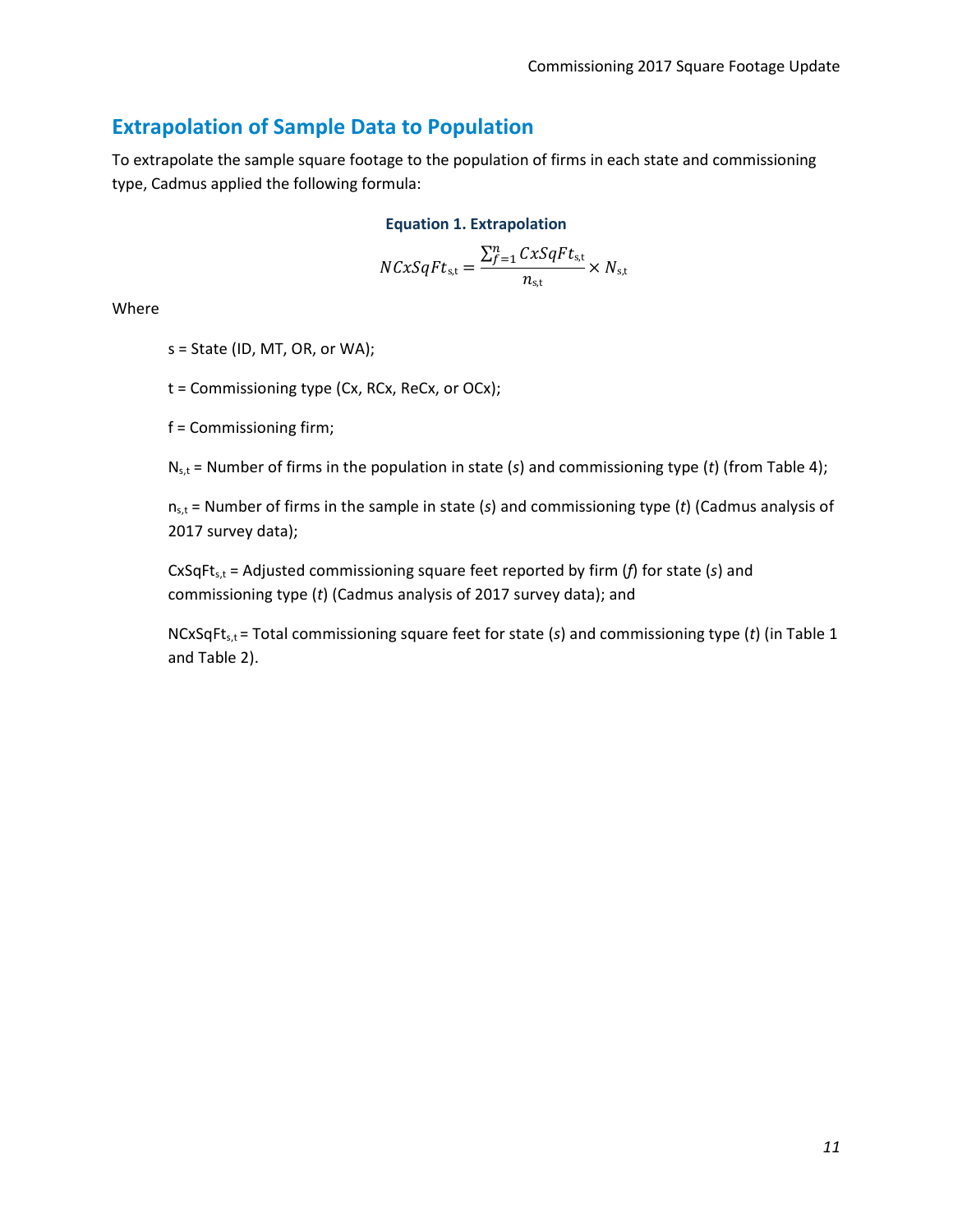## Extrapolation of Sample Data to Population

To extrapolate the sample square footage to the population of firms in each state and commissioning type, Cadmus applied the following formula:

**Equation 1. Extrapolation**

$$NCxSqFt_{s,t} = \frac{\sum_{f=1}^{n} CxSqFt_{s,t}}{n_{s,t}} \times N_{s,t}$$

Where

s = State (ID, MT, OR, or WA);

t = Commissioning type (Cx, RCx, ReCx, or OCx);

f = Commissioning firm;

$N_{s,t}$ = Number of firms in the population in state (*s*) and commissioning type (*t*) (from Table 4);

$n_{s,t}$ = Number of firms in the sample in state (*s*) and commissioning type (*t*) (Cadmus analysis of 2017 survey data);

$CxSqFt_{s,t}$ = Adjusted commissioning square feet reported by firm (*f*) for state (*s*) and commissioning type (*t*) (Cadmus analysis of 2017 survey data); and

$NCxSqFt_{s,t}$ = Total commissioning square feet for state (*s*) and commissioning type (*t*) (in Table 1 and Table 2).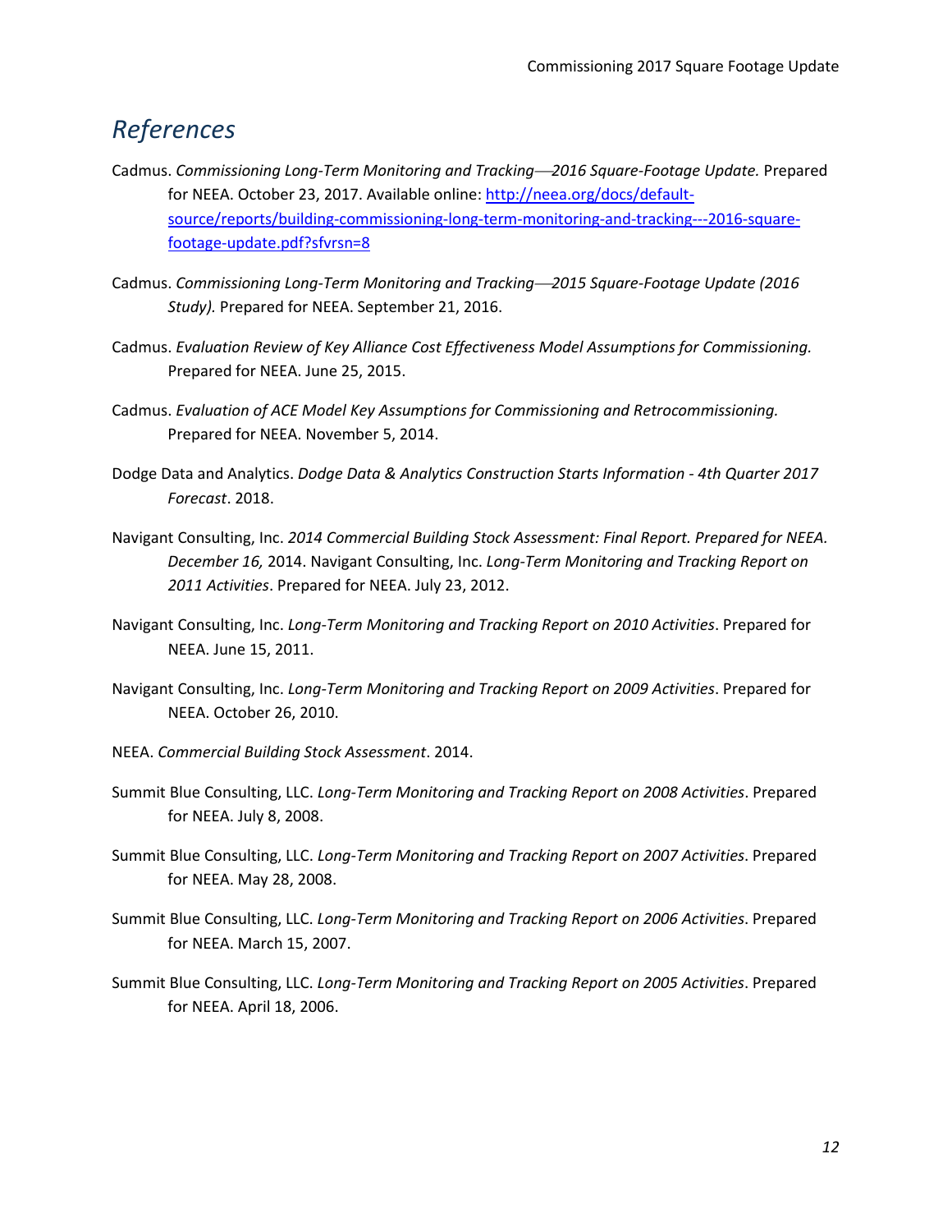# *References*

Cadmus. *Commissioning Long-Term Monitoring and Tracking—2016 Square-Footage Update.* Prepared for NEEA. October 23, 2017. Available online: http://neea.org/docs/default-source/reports/building-commissioning-long-term-monitoring-and-tracking---2016-square-footage-update.pdf?sfvrsn=8

Cadmus. *Commissioning Long-Term Monitoring and Tracking—2015 Square-Footage Update (2016 Study).* Prepared for NEEA. September 21, 2016.

Cadmus. *Evaluation Review of Key Alliance Cost Effectiveness Model Assumptions for Commissioning.* Prepared for NEEA. June 25, 2015.

Cadmus. *Evaluation of ACE Model Key Assumptions for Commissioning and Retrocommissioning.* Prepared for NEEA. November 5, 2014.

Dodge Data and Analytics. *Dodge Data & Analytics Construction Starts Information - 4th Quarter 2017 Forecast*. 2018.

Navigant Consulting, Inc. *2014 Commercial Building Stock Assessment: Final Report. Prepared for NEEA. December 16,* 2014. Navigant Consulting, Inc. *Long-Term Monitoring and Tracking Report on 2011 Activities*. Prepared for NEEA. July 23, 2012.

Navigant Consulting, Inc. *Long-Term Monitoring and Tracking Report on 2010 Activities*. Prepared for NEEA. June 15, 2011.

Navigant Consulting, Inc. *Long-Term Monitoring and Tracking Report on 2009 Activities*. Prepared for NEEA. October 26, 2010.

NEEA. *Commercial Building Stock Assessment*. 2014.

Summit Blue Consulting, LLC. *Long-Term Monitoring and Tracking Report on 2008 Activities*. Prepared for NEEA. July 8, 2008.

Summit Blue Consulting, LLC. *Long-Term Monitoring and Tracking Report on 2007 Activities*. Prepared for NEEA. May 28, 2008.

Summit Blue Consulting, LLC. *Long-Term Monitoring and Tracking Report on 2006 Activities*. Prepared for NEEA. March 15, 2007.

Summit Blue Consulting, LLC. *Long-Term Monitoring and Tracking Report on 2005 Activities*. Prepared for NEEA. April 18, 2006.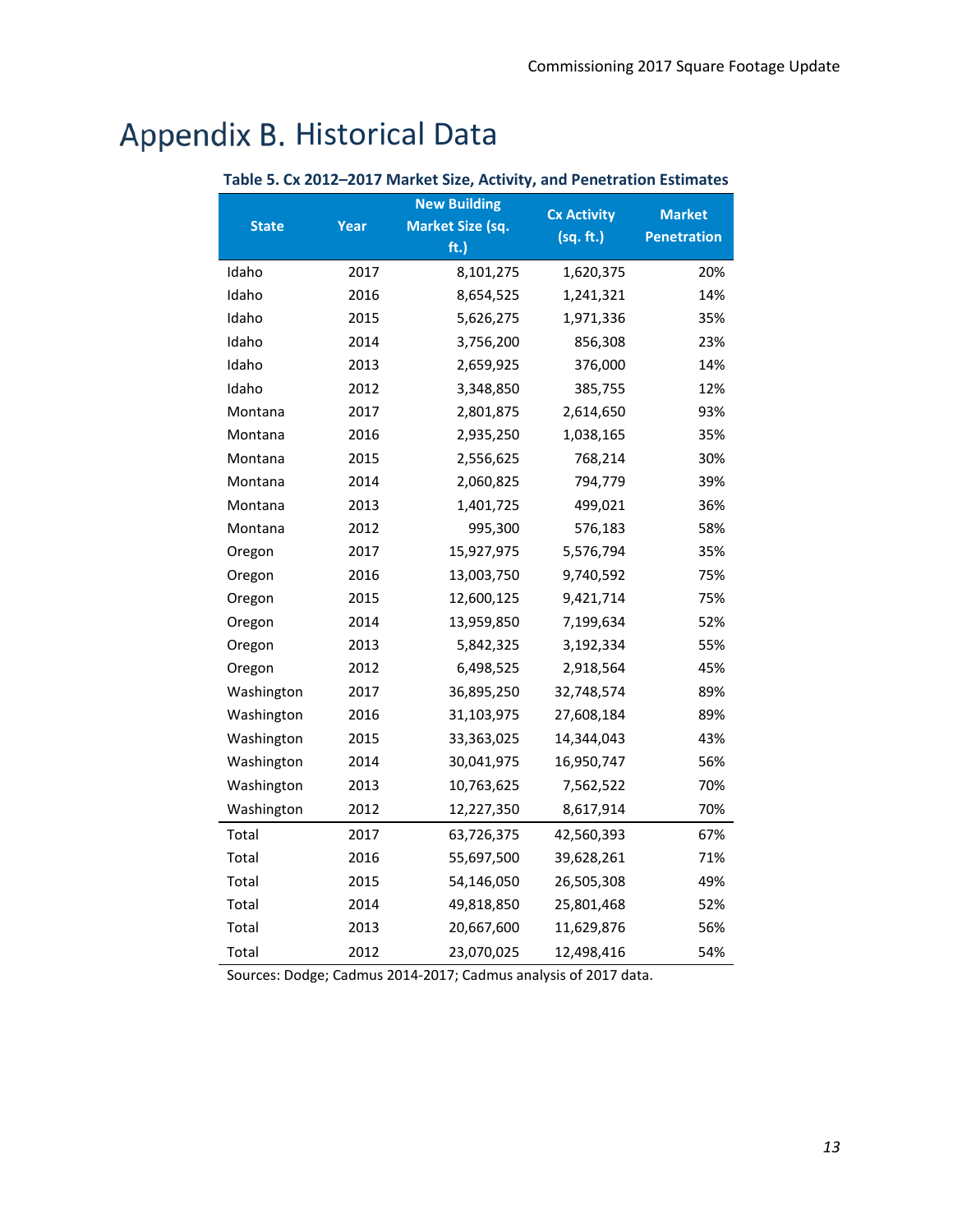# Appendix B. Historical Data

**Table 5. Cx 2012–2017 Market Size, Activity, and Penetration Estimates**

| State | Year | New Building Market Size (sq. ft.) | Cx Activity (sq. ft.) | Market Penetration |
|---|---|---|---|---|
| Idaho | 2017 | 8,101,275 | 1,620,375 | 20% |
| Idaho | 2016 | 8,654,525 | 1,241,321 | 14% |
| Idaho | 2015 | 5,626,275 | 1,971,336 | 35% |
| Idaho | 2014 | 3,756,200 | 856,308 | 23% |
| Idaho | 2013 | 2,659,925 | 376,000 | 14% |
| Idaho | 2012 | 3,348,850 | 385,755 | 12% |
| Montana | 2017 | 2,801,875 | 2,614,650 | 93% |
| Montana | 2016 | 2,935,250 | 1,038,165 | 35% |
| Montana | 2015 | 2,556,625 | 768,214 | 30% |
| Montana | 2014 | 2,060,825 | 794,779 | 39% |
| Montana | 2013 | 1,401,725 | 499,021 | 36% |
| Montana | 2012 | 995,300 | 576,183 | 58% |
| Oregon | 2017 | 15,927,975 | 5,576,794 | 35% |
| Oregon | 2016 | 13,003,750 | 9,740,592 | 75% |
| Oregon | 2015 | 12,600,125 | 9,421,714 | 75% |
| Oregon | 2014 | 13,959,850 | 7,199,634 | 52% |
| Oregon | 2013 | 5,842,325 | 3,192,334 | 55% |
| Oregon | 2012 | 6,498,525 | 2,918,564 | 45% |
| Washington | 2017 | 36,895,250 | 32,748,574 | 89% |
| Washington | 2016 | 31,103,975 | 27,608,184 | 89% |
| Washington | 2015 | 33,363,025 | 14,344,043 | 43% |
| Washington | 2014 | 30,041,975 | 16,950,747 | 56% |
| Washington | 2013 | 10,763,625 | 7,562,522 | 70% |
| Washington | 2012 | 12,227,350 | 8,617,914 | 70% |
| Total | 2017 | 63,726,375 | 42,560,393 | 67% |
| Total | 2016 | 55,697,500 | 39,628,261 | 71% |
| Total | 2015 | 54,146,050 | 26,505,308 | 49% |
| Total | 2014 | 49,818,850 | 25,801,468 | 52% |
| Total | 2013 | 20,667,600 | 11,629,876 | 56% |
| Total | 2012 | 23,070,025 | 12,498,416 | 54% |

Sources: Dodge; Cadmus 2014-2017; Cadmus analysis of 2017 data.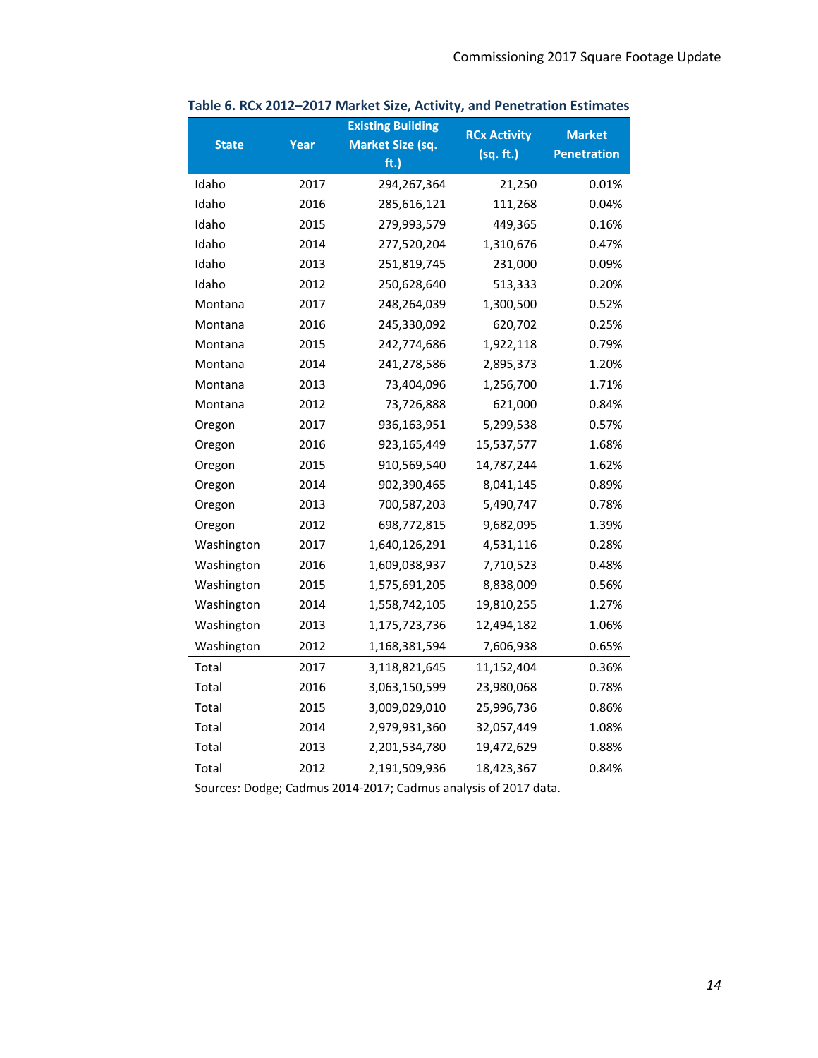**Table 6. RCx 2012–2017 Market Size, Activity, and Penetration Estimates**

| State | Year | Existing Building Market Size (sq. ft.) | RCx Activity (sq. ft.) | Market Penetration |
|---|---|---|---|---|
| Idaho | 2017 | 294,267,364 | 21,250 | 0.01% |
| Idaho | 2016 | 285,616,121 | 111,268 | 0.04% |
| Idaho | 2015 | 279,993,579 | 449,365 | 0.16% |
| Idaho | 2014 | 277,520,204 | 1,310,676 | 0.47% |
| Idaho | 2013 | 251,819,745 | 231,000 | 0.09% |
| Idaho | 2012 | 250,628,640 | 513,333 | 0.20% |
| Montana | 2017 | 248,264,039 | 1,300,500 | 0.52% |
| Montana | 2016 | 245,330,092 | 620,702 | 0.25% |
| Montana | 2015 | 242,774,686 | 1,922,118 | 0.79% |
| Montana | 2014 | 241,278,586 | 2,895,373 | 1.20% |
| Montana | 2013 | 73,404,096 | 1,256,700 | 1.71% |
| Montana | 2012 | 73,726,888 | 621,000 | 0.84% |
| Oregon | 2017 | 936,163,951 | 5,299,538 | 0.57% |
| Oregon | 2016 | 923,165,449 | 15,537,577 | 1.68% |
| Oregon | 2015 | 910,569,540 | 14,787,244 | 1.62% |
| Oregon | 2014 | 902,390,465 | 8,041,145 | 0.89% |
| Oregon | 2013 | 700,587,203 | 5,490,747 | 0.78% |
| Oregon | 2012 | 698,772,815 | 9,682,095 | 1.39% |
| Washington | 2017 | 1,640,126,291 | 4,531,116 | 0.28% |
| Washington | 2016 | 1,609,038,937 | 7,710,523 | 0.48% |
| Washington | 2015 | 1,575,691,205 | 8,838,009 | 0.56% |
| Washington | 2014 | 1,558,742,105 | 19,810,255 | 1.27% |
| Washington | 2013 | 1,175,723,736 | 12,494,182 | 1.06% |
| Washington | 2012 | 1,168,381,594 | 7,606,938 | 0.65% |
| Total | 2017 | 3,118,821,645 | 11,152,404 | 0.36% |
| Total | 2016 | 3,063,150,599 | 23,980,068 | 0.78% |
| Total | 2015 | 3,009,029,010 | 25,996,736 | 0.86% |
| Total | 2014 | 2,979,931,360 | 32,057,449 | 1.08% |
| Total | 2013 | 2,201,534,780 | 19,472,629 | 0.88% |
| Total | 2012 | 2,191,509,936 | 18,423,367 | 0.84% |

Sources: Dodge; Cadmus 2014-2017; Cadmus analysis of 2017 data.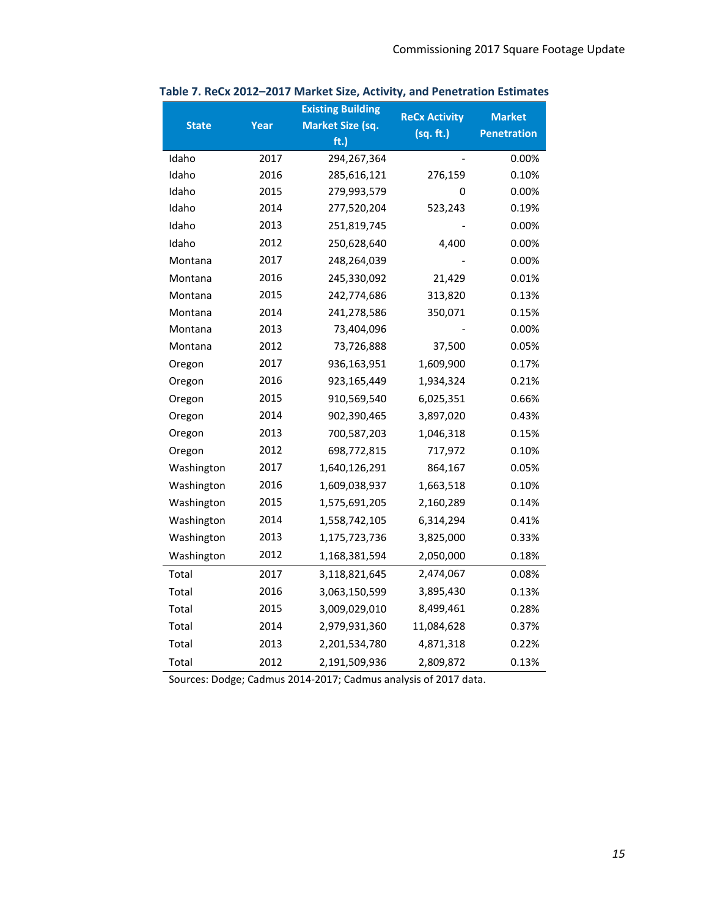**Table 7. ReCx 2012–2017 Market Size, Activity, and Penetration Estimates**

| State | Year | Existing Building Market Size (sq. ft.) | ReCx Activity (sq. ft.) | Market Penetration |
|---|---|---|---|---|
| Idaho | 2017 | 294,267,364 | - | 0.00% |
| Idaho | 2016 | 285,616,121 | 276,159 | 0.10% |
| Idaho | 2015 | 279,993,579 | 0 | 0.00% |
| Idaho | 2014 | 277,520,204 | 523,243 | 0.19% |
| Idaho | 2013 | 251,819,745 | - | 0.00% |
| Idaho | 2012 | 250,628,640 | 4,400 | 0.00% |
| Montana | 2017 | 248,264,039 | - | 0.00% |
| Montana | 2016 | 245,330,092 | 21,429 | 0.01% |
| Montana | 2015 | 242,774,686 | 313,820 | 0.13% |
| Montana | 2014 | 241,278,586 | 350,071 | 0.15% |
| Montana | 2013 | 73,404,096 | - | 0.00% |
| Montana | 2012 | 73,726,888 | 37,500 | 0.05% |
| Oregon | 2017 | 936,163,951 | 1,609,900 | 0.17% |
| Oregon | 2016 | 923,165,449 | 1,934,324 | 0.21% |
| Oregon | 2015 | 910,569,540 | 6,025,351 | 0.66% |
| Oregon | 2014 | 902,390,465 | 3,897,020 | 0.43% |
| Oregon | 2013 | 700,587,203 | 1,046,318 | 0.15% |
| Oregon | 2012 | 698,772,815 | 717,972 | 0.10% |
| Washington | 2017 | 1,640,126,291 | 864,167 | 0.05% |
| Washington | 2016 | 1,609,038,937 | 1,663,518 | 0.10% |
| Washington | 2015 | 1,575,691,205 | 2,160,289 | 0.14% |
| Washington | 2014 | 1,558,742,105 | 6,314,294 | 0.41% |
| Washington | 2013 | 1,175,723,736 | 3,825,000 | 0.33% |
| Washington | 2012 | 1,168,381,594 | 2,050,000 | 0.18% |
| Total | 2017 | 3,118,821,645 | 2,474,067 | 0.08% |
| Total | 2016 | 3,063,150,599 | 3,895,430 | 0.13% |
| Total | 2015 | 3,009,029,010 | 8,499,461 | 0.28% |
| Total | 2014 | 2,979,931,360 | 11,084,628 | 0.37% |
| Total | 2013 | 2,201,534,780 | 4,871,318 | 0.22% |
| Total | 2012 | 2,191,509,936 | 2,809,872 | 0.13% |

Sources: Dodge; Cadmus 2014-2017; Cadmus analysis of 2017 data.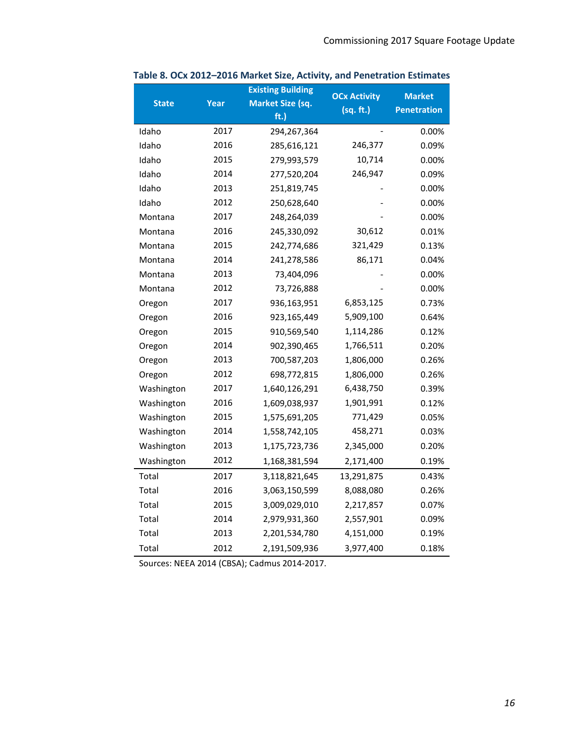**Table 8. OCx 2012–2016 Market Size, Activity, and Penetration Estimates**

| State | Year | Existing Building Market Size (sq. ft.) | OCx Activity (sq. ft.) | Market Penetration |
|---|---|---|---|---|
| Idaho | 2017 | 294,267,364 | - | 0.00% |
| Idaho | 2016 | 285,616,121 | 246,377 | 0.09% |
| Idaho | 2015 | 279,993,579 | 10,714 | 0.00% |
| Idaho | 2014 | 277,520,204 | 246,947 | 0.09% |
| Idaho | 2013 | 251,819,745 | - | 0.00% |
| Idaho | 2012 | 250,628,640 | - | 0.00% |
| Montana | 2017 | 248,264,039 | - | 0.00% |
| Montana | 2016 | 245,330,092 | 30,612 | 0.01% |
| Montana | 2015 | 242,774,686 | 321,429 | 0.13% |
| Montana | 2014 | 241,278,586 | 86,171 | 0.04% |
| Montana | 2013 | 73,404,096 | - | 0.00% |
| Montana | 2012 | 73,726,888 | - | 0.00% |
| Oregon | 2017 | 936,163,951 | 6,853,125 | 0.73% |
| Oregon | 2016 | 923,165,449 | 5,909,100 | 0.64% |
| Oregon | 2015 | 910,569,540 | 1,114,286 | 0.12% |
| Oregon | 2014 | 902,390,465 | 1,766,511 | 0.20% |
| Oregon | 2013 | 700,587,203 | 1,806,000 | 0.26% |
| Oregon | 2012 | 698,772,815 | 1,806,000 | 0.26% |
| Washington | 2017 | 1,640,126,291 | 6,438,750 | 0.39% |
| Washington | 2016 | 1,609,038,937 | 1,901,991 | 0.12% |
| Washington | 2015 | 1,575,691,205 | 771,429 | 0.05% |
| Washington | 2014 | 1,558,742,105 | 458,271 | 0.03% |
| Washington | 2013 | 1,175,723,736 | 2,345,000 | 0.20% |
| Washington | 2012 | 1,168,381,594 | 2,171,400 | 0.19% |
| Total | 2017 | 3,118,821,645 | 13,291,875 | 0.43% |
| Total | 2016 | 3,063,150,599 | 8,088,080 | 0.26% |
| Total | 2015 | 3,009,029,010 | 2,217,857 | 0.07% |
| Total | 2014 | 2,979,931,360 | 2,557,901 | 0.09% |
| Total | 2013 | 2,201,534,780 | 4,151,000 | 0.19% |
| Total | 2012 | 2,191,509,936 | 3,977,400 | 0.18% |

Sources: NEEA 2014 (CBSA); Cadmus 2014-2017.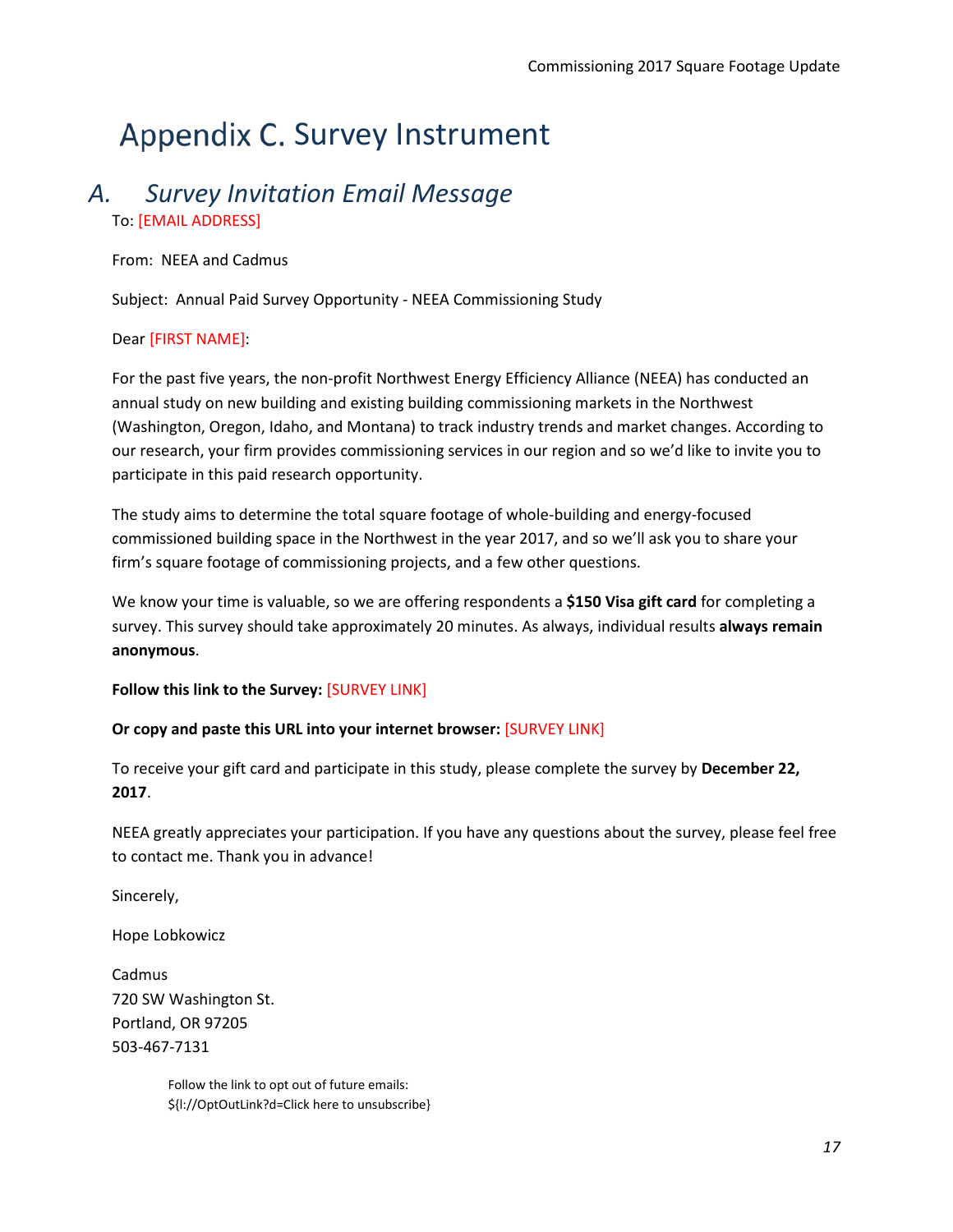# Appendix C. Survey Instrument

## *A. Survey Invitation Email Message*

To: [EMAIL ADDRESS]

From: NEEA and Cadmus

Subject: Annual Paid Survey Opportunity - NEEA Commissioning Study

Dear [FIRST NAME]:

For the past five years, the non-profit Northwest Energy Efficiency Alliance (NEEA) has conducted an annual study on new building and existing building commissioning markets in the Northwest (Washington, Oregon, Idaho, and Montana) to track industry trends and market changes. According to our research, your firm provides commissioning services in our region and so we'd like to invite you to participate in this paid research opportunity.

The study aims to determine the total square footage of whole-building and energy-focused commissioned building space in the Northwest in the year 2017, and so we'll ask you to share your firm's square footage of commissioning projects, and a few other questions.

We know your time is valuable, so we are offering respondents a **$150 Visa gift card** for completing a survey. This survey should take approximately 20 minutes. As always, individual results **always remain anonymous**.

**Follow this link to the Survey:** [SURVEY LINK]

**Or copy and paste this URL into your internet browser:** [SURVEY LINK]

To receive your gift card and participate in this study, please complete the survey by **December 22, 2017**.

NEEA greatly appreciates your participation. If you have any questions about the survey, please feel free to contact me. Thank you in advance!

Sincerely,

Hope Lobkowicz

Cadmus
720 SW Washington St.
Portland, OR 97205
503-467-7131

Follow the link to opt out of future emails:
${l://OptOutLink?d=Click here to unsubscribe}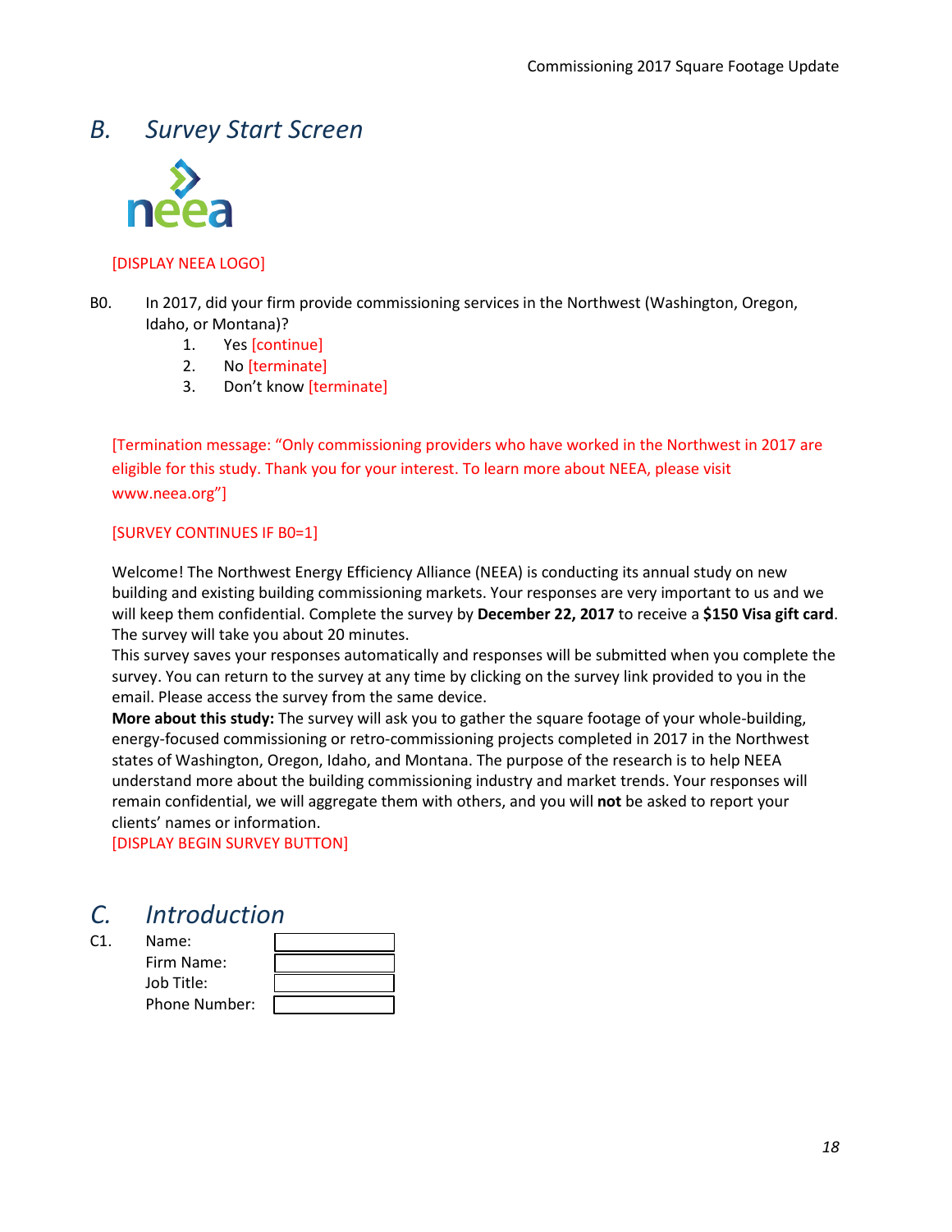## B. Survey Start Screen

[DISPLAY NEEA LOGO]

B0. In 2017, did your firm provide commissioning services in the Northwest (Washington, Oregon, Idaho, or Montana)?

1. Yes [continue]
2. No [terminate]
3. Don't know [terminate]

[Termination message: "Only commissioning providers who have worked in the Northwest in 2017 are eligible for this study. Thank you for your interest. To learn more about NEEA, please visit www.neea.org"]

[SURVEY CONTINUES IF B0=1]

Welcome! The Northwest Energy Efficiency Alliance (NEEA) is conducting its annual study on new building and existing building commissioning markets. Your responses are very important to us and we will keep them confidential. Complete the survey by **December 22, 2017** to receive a **$150 Visa gift card**. The survey will take you about 20 minutes.

This survey saves your responses automatically and responses will be submitted when you complete the survey. You can return to the survey at any time by clicking on the survey link provided to you in the email. Please access the survey from the same device.

**More about this study:** The survey will ask you to gather the square footage of your whole-building, energy-focused commissioning or retro-commissioning projects completed in 2017 in the Northwest states of Washington, Oregon, Idaho, and Montana. The purpose of the research is to help NEEA understand more about the building commissioning industry and market trends. Your responses will remain confidential, we will aggregate them with others, and you will **not** be asked to report your clients' names or information.

[DISPLAY BEGIN SURVEY BUTTON]

## C. Introduction

C1.

| | |
|---|---|
| Name: | |
| Firm Name: | |
| Job Title: | |
| Phone Number: | |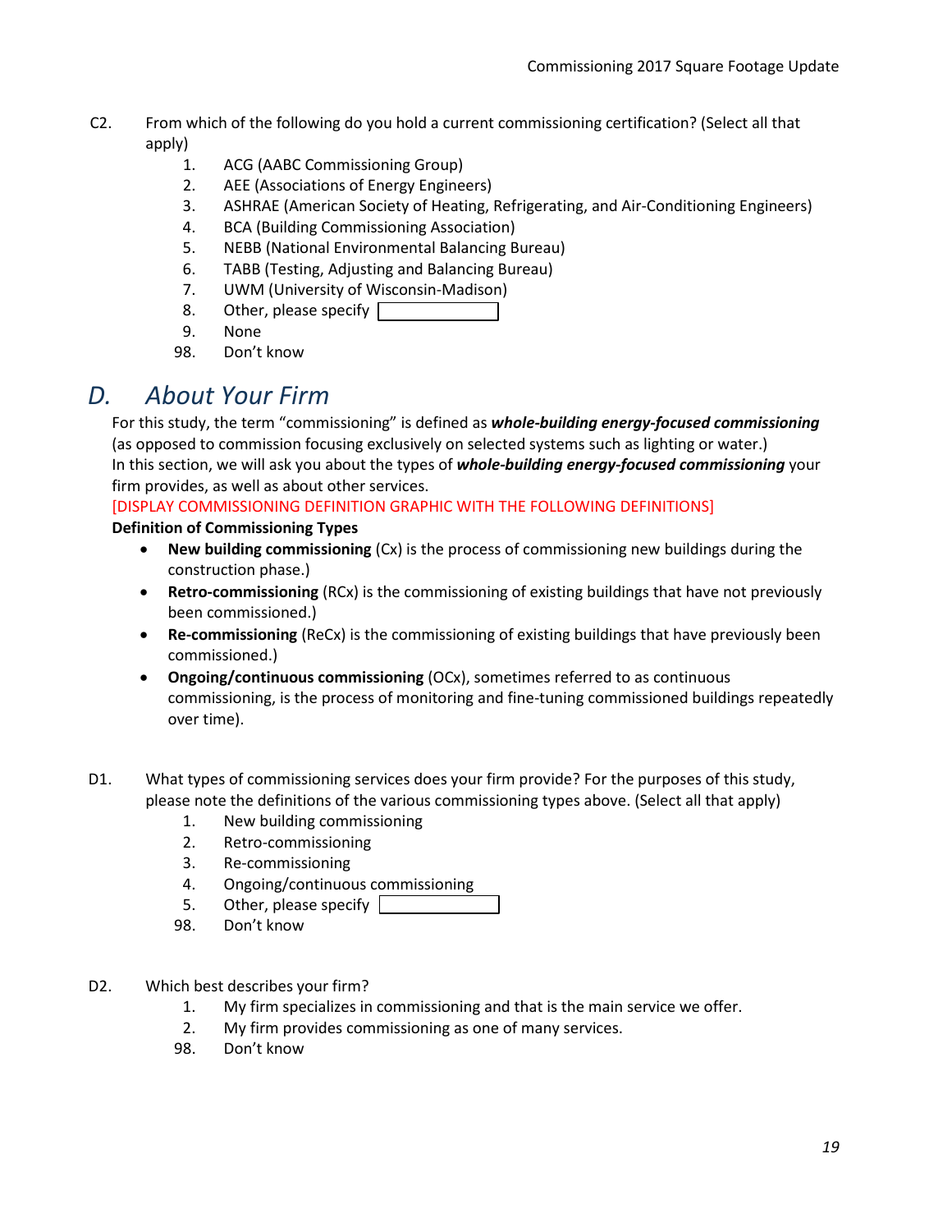C2. From which of the following do you hold a current commissioning certification? (Select all that apply)

1. ACG (AABC Commissioning Group)
2. AEE (Associations of Energy Engineers)
3. ASHRAE (American Society of Heating, Refrigerating, and Air-Conditioning Engineers)
4. BCA (Building Commissioning Association)
5. NEBB (National Environmental Balancing Bureau)
6. TABB (Testing, Adjusting and Balancing Bureau)
7. UWM (University of Wisconsin-Madison)
8. Other, please specify [ ]
9. None

98. Don't know

## D. *About Your Firm*

For this study, the term "commissioning" is defined as ***whole-building energy-focused commissioning*** (as opposed to commission focusing exclusively on selected systems such as lighting or water.) In this section, we will ask you about the types of ***whole-building energy-focused commissioning*** your firm provides, as well as about other services.

[DISPLAY COMMISSIONING DEFINITION GRAPHIC WITH THE FOLLOWING DEFINITIONS]

**Definition of Commissioning Types**

- **New building commissioning** (Cx) is the process of commissioning new buildings during the construction phase.)
- **Retro-commissioning** (RCx) is the commissioning of existing buildings that have not previously been commissioned.)
- **Re-commissioning** (ReCx) is the commissioning of existing buildings that have previously been commissioned.)
- **Ongoing/continuous commissioning** (OCx), sometimes referred to as continuous commissioning, is the process of monitoring and fine-tuning commissioned buildings repeatedly over time).

D1. What types of commissioning services does your firm provide? For the purposes of this study, please note the definitions of the various commissioning types above. (Select all that apply)

1. New building commissioning
2. Retro-commissioning
3. Re-commissioning
4. Ongoing/continuous commissioning
5. Other, please specify [ ]

98. Don't know

D2. Which best describes your firm?

1. My firm specializes in commissioning and that is the main service we offer.
2. My firm provides commissioning as one of many services.

98. Don't know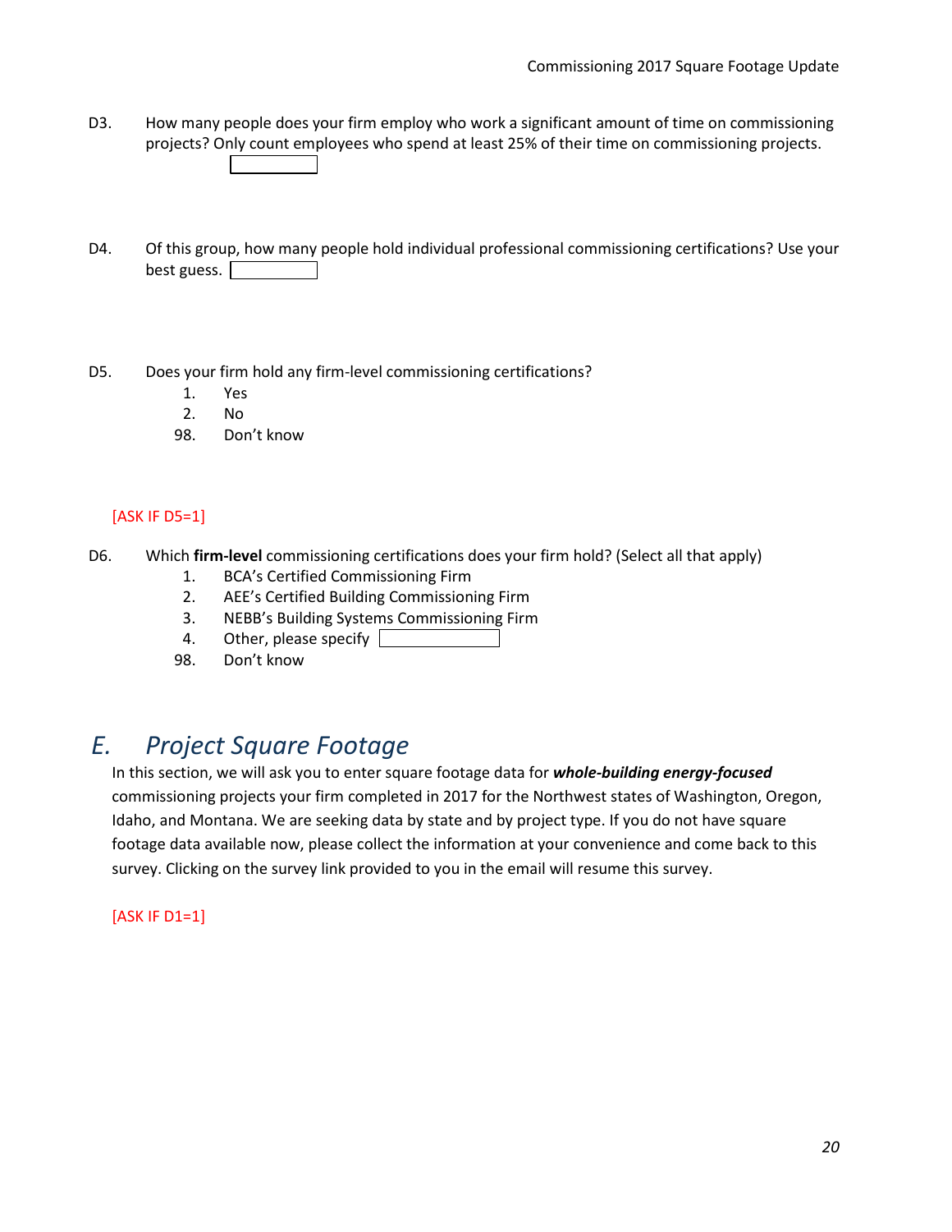D3. How many people does your firm employ who work a significant amount of time on commissioning projects? Only count employees who spend at least 25% of their time on commissioning projects. ______

D4. Of this group, how many people hold individual professional commissioning certifications? Use your best guess. ______

D5. Does your firm hold any firm-level commissioning certifications?

1. Yes
2. No

98. Don't know

[ASK IF D5=1]

D6. Which **firm-level** commissioning certifications does your firm hold? (Select all that apply)

1. BCA's Certified Commissioning Firm
2. AEE's Certified Building Commissioning Firm
3. NEBB's Building Systems Commissioning Firm
4. Other, please specify ______

98. Don't know

## *E. Project Square Footage*

In this section, we will ask you to enter square footage data for ***whole-building energy-focused*** commissioning projects your firm completed in 2017 for the Northwest states of Washington, Oregon, Idaho, and Montana. We are seeking data by state and by project type. If you do not have square footage data available now, please collect the information at your convenience and come back to this survey. Clicking on the survey link provided to you in the email will resume this survey.

[ASK IF D1=1]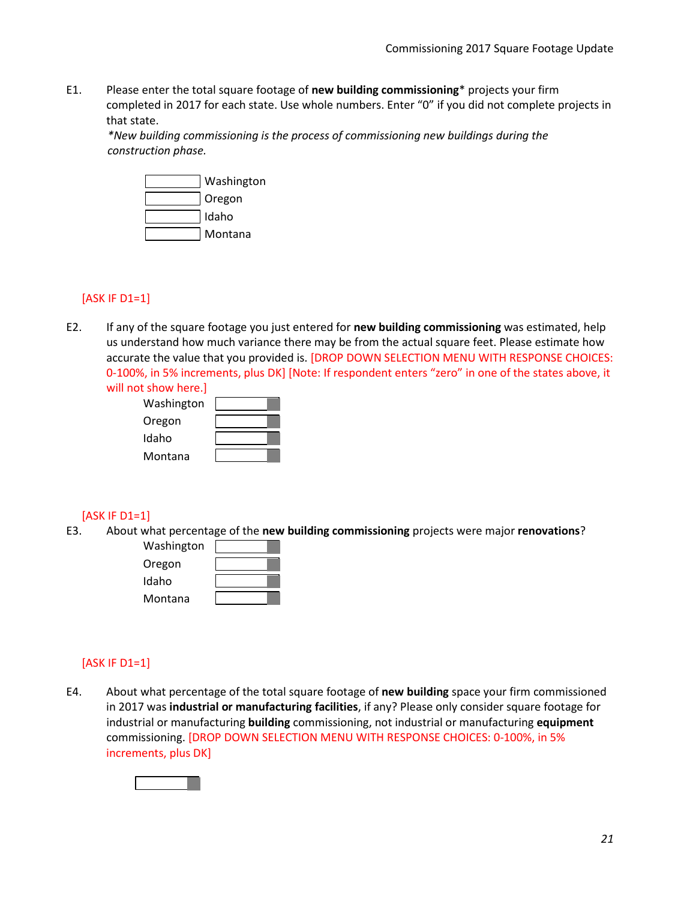E1. Please enter the total square footage of **new building commissioning*** projects your firm completed in 2017 for each state. Use whole numbers. Enter “0” if you did not complete projects in that state.

*\*New building commissioning is the process of commissioning new buildings during the construction phase.*

| | |
|---|---|
| ______ | Washington |
| ______ | Oregon |
| ______ | Idaho |
| ______ | Montana |

[ASK IF D1=1]

E2. If any of the square footage you just entered for **new building commissioning** was estimated, help us understand how much variance there may be from the actual square feet. Please estimate how accurate the value that you provided is. [DROP DOWN SELECTION MENU WITH RESPONSE CHOICES: 0-100%, in 5% increments, plus DK] [Note: If respondent enters “zero” in one of the states above, it will not show here.]

| | |
|---|---|
| Washington | ______ |
| Oregon | ______ |
| Idaho | ______ |
| Montana | ______ |

[ASK IF D1=1]

E3. About what percentage of the **new building commissioning** projects were major **renovations**?

| | |
|---|---|
| Washington | ______ |
| Oregon | ______ |
| Idaho | ______ |
| Montana | ______ |

[ASK IF D1=1]

E4. About what percentage of the total square footage of **new building** space your firm commissioned in 2017 was **industrial or manufacturing facilities**, if any? Please only consider square footage for industrial or manufacturing **building** commissioning, not industrial or manufacturing **equipment** commissioning. [DROP DOWN SELECTION MENU WITH RESPONSE CHOICES: 0-100%, in 5% increments, plus DK]

______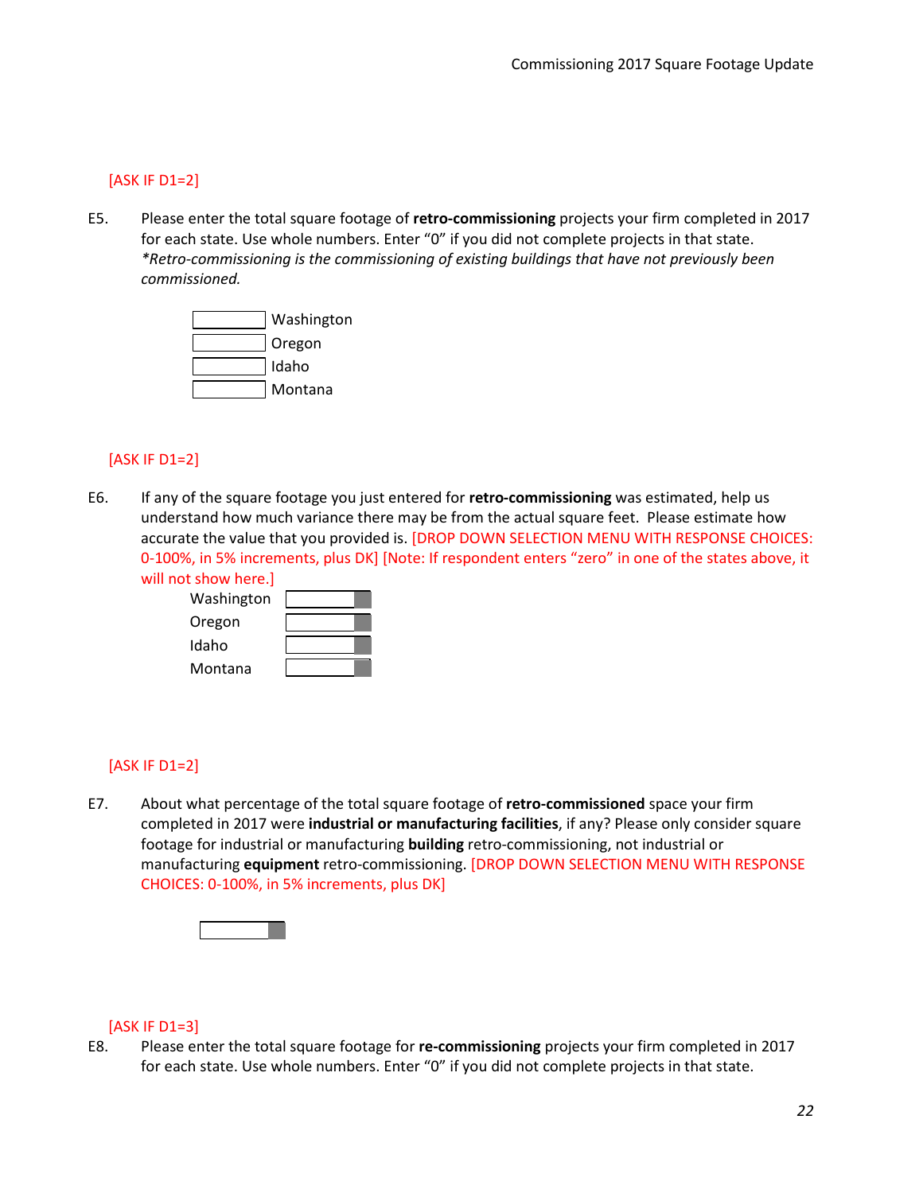[ASK IF D1=2]

E5. Please enter the total square footage of **retro-commissioning** projects your firm completed in 2017 for each state. Use whole numbers. Enter “0” if you did not complete projects in that state.
*\*Retro-commissioning is the commissioning of existing buildings that have not previously been commissioned.*

[ ] Washington
[ ] Oregon
[ ] Idaho
[ ] Montana

[ASK IF D1=2]

E6. If any of the square footage you just entered for **retro-commissioning** was estimated, help us understand how much variance there may be from the actual square feet. Please estimate how accurate the value that you provided is. [DROP DOWN SELECTION MENU WITH RESPONSE CHOICES: 0-100%, in 5% increments, plus DK] [Note: If respondent enters “zero” in one of the states above, it will not show here.]

Washington [ ]
Oregon [ ]
Idaho [ ]
Montana [ ]

[ASK IF D1=2]

E7. About what percentage of the total square footage of **retro-commissioned** space your firm completed in 2017 were **industrial or manufacturing facilities**, if any? Please only consider square footage for industrial or manufacturing **building** retro-commissioning, not industrial or manufacturing **equipment** retro-commissioning. [DROP DOWN SELECTION MENU WITH RESPONSE CHOICES: 0-100%, in 5% increments, plus DK]

[ ]

[ASK IF D1=3]

E8. Please enter the total square footage for **re-commissioning** projects your firm completed in 2017 for each state. Use whole numbers. Enter “0” if you did not complete projects in that state.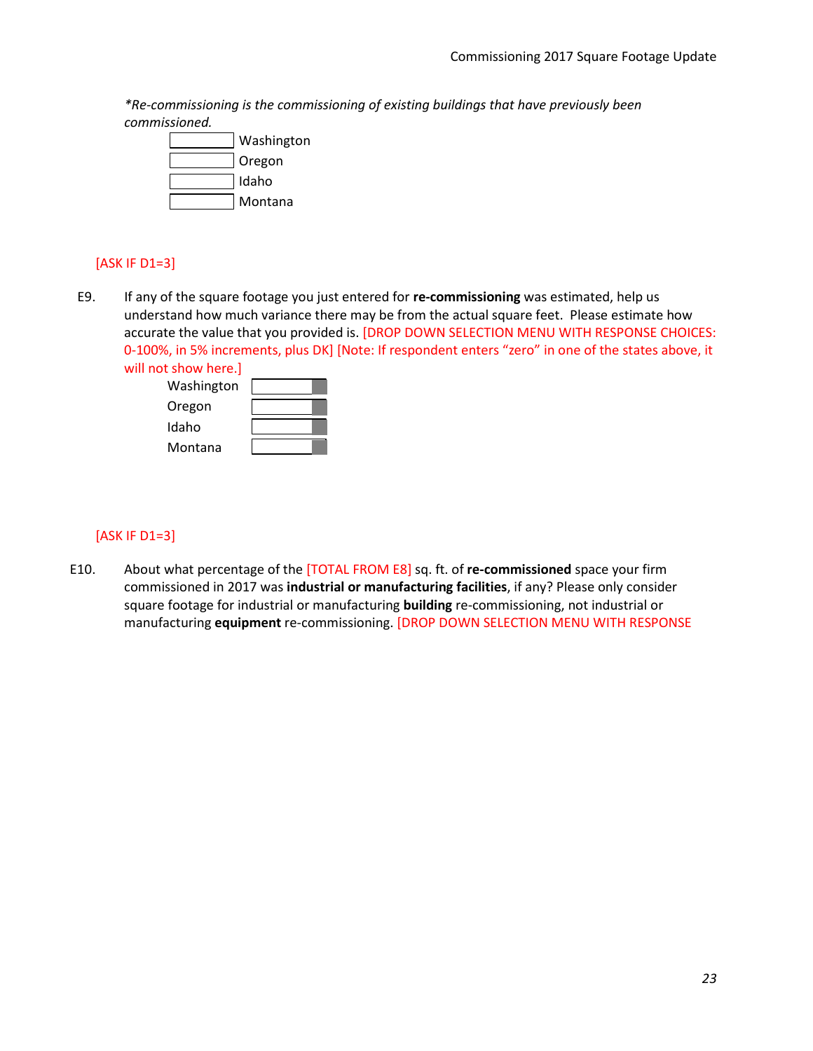*\*Re-commissioning is the commissioning of existing buildings that have previously been commissioned.*

| | |
|---|---|
| ______ | Washington |
| ______ | Oregon |
| ______ | Idaho |
| ______ | Montana |

[ASK IF D1=3]

E9. If any of the square footage you just entered for **re-commissioning** was estimated, help us understand how much variance there may be from the actual square feet. Please estimate how accurate the value that you provided is. [DROP DOWN SELECTION MENU WITH RESPONSE CHOICES: 0-100%, in 5% increments, plus DK] [Note: If respondent enters "zero" in one of the states above, it will not show here.]

| | |
|---|---|
| Washington | ______ |
| Oregon | ______ |
| Idaho | ______ |
| Montana | ______ |

[ASK IF D1=3]

E10. About what percentage of the [TOTAL FROM E8] sq. ft. of **re-commissioned** space your firm commissioned in 2017 was **industrial or manufacturing facilities**, if any? Please only consider square footage for industrial or manufacturing **building** re-commissioning, not industrial or manufacturing **equipment** re-commissioning. [DROP DOWN SELECTION MENU WITH RESPONSE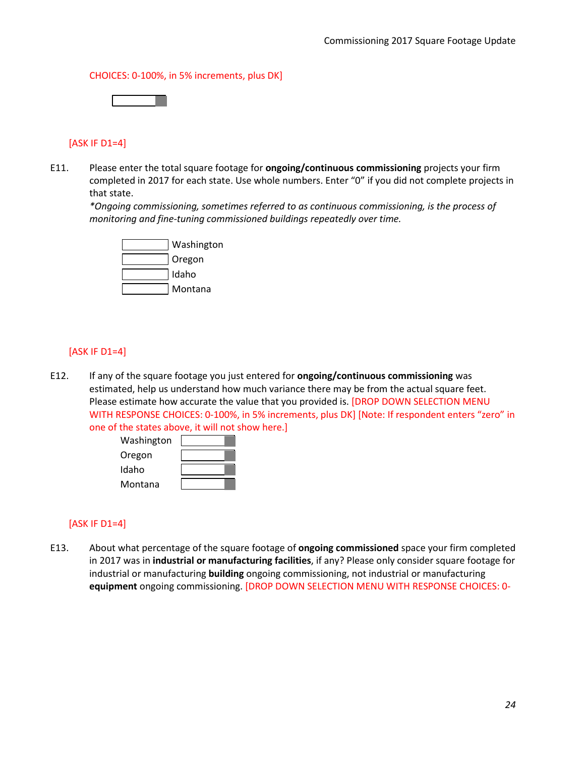CHOICES: 0-100%, in 5% increments, plus DK]

[ASK IF D1=4]

E11. Please enter the total square footage for **ongoing/continuous commissioning** projects your firm completed in 2017 for each state. Use whole numbers. Enter "0" if you did not complete projects in that state.
*\*Ongoing commissioning, sometimes referred to as continuous commissioning, is the process of monitoring and fine-tuning commissioned buildings repeatedly over time.*

- ________ Washington
- ________ Oregon
- ________ Idaho
- ________ Montana

[ASK IF D1=4]

E12. If any of the square footage you just entered for **ongoing/continuous commissioning** was estimated, help us understand how much variance there may be from the actual square feet. Please estimate how accurate the value that you provided is. [DROP DOWN SELECTION MENU WITH RESPONSE CHOICES: 0-100%, in 5% increments, plus DK] [Note: If respondent enters "zero" in one of the states above, it will not show here.]

- Washington ________
- Oregon ________
- Idaho ________
- Montana ________

[ASK IF D1=4]

E13. About what percentage of the square footage of **ongoing commissioned** space your firm completed in 2017 was in **industrial or manufacturing facilities**, if any? Please only consider square footage for industrial or manufacturing **building** ongoing commissioning, not industrial or manufacturing **equipment** ongoing commissioning. [DROP DOWN SELECTION MENU WITH RESPONSE CHOICES: 0-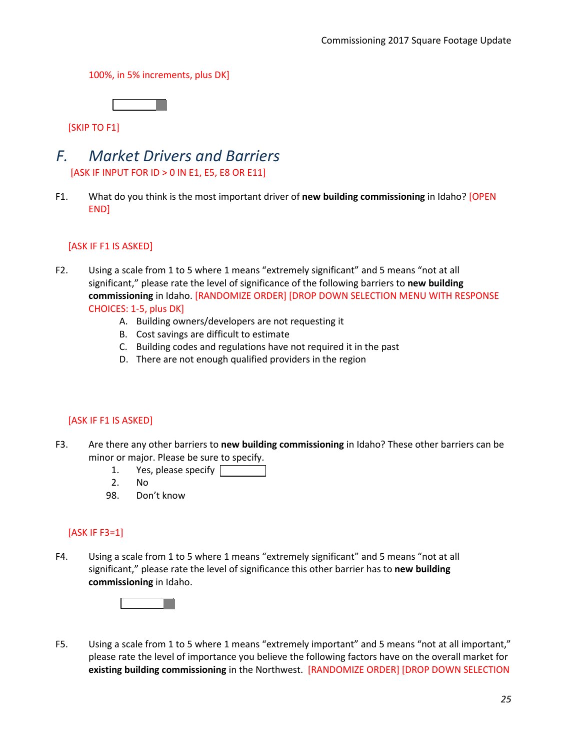100%, in 5% increments, plus DK]

[SKIP TO F1]

## F. Market Drivers and Barriers

[ASK IF INPUT FOR ID > 0 IN E1, E5, E8 OR E11]

F1. What do you think is the most important driver of **new building commissioning** in Idaho? [OPEN END]

[ASK IF F1 IS ASKED]

F2. Using a scale from 1 to 5 where 1 means “extremely significant” and 5 means “not at all significant,” please rate the level of significance of the following barriers to **new building commissioning** in Idaho. [RANDOMIZE ORDER] [DROP DOWN SELECTION MENU WITH RESPONSE CHOICES: 1-5, plus DK]

A. Building owners/developers are not requesting it
B. Cost savings are difficult to estimate
C. Building codes and regulations have not required it in the past
D. There are not enough qualified providers in the region

[ASK IF F1 IS ASKED]

F3. Are there any other barriers to **new building commissioning** in Idaho? These other barriers can be minor or major. Please be sure to specify.

1. Yes, please specify
2. No
98. Don’t know

[ASK IF F3=1]

F4. Using a scale from 1 to 5 where 1 means “extremely significant” and 5 means “not at all significant,” please rate the level of significance this other barrier has to **new building commissioning** in Idaho.

F5. Using a scale from 1 to 5 where 1 means “extremely important” and 5 means “not at all important,” please rate the level of importance you believe the following factors have on the overall market for **existing building commissioning** in the Northwest. [RANDOMIZE ORDER] [DROP DOWN SELECTION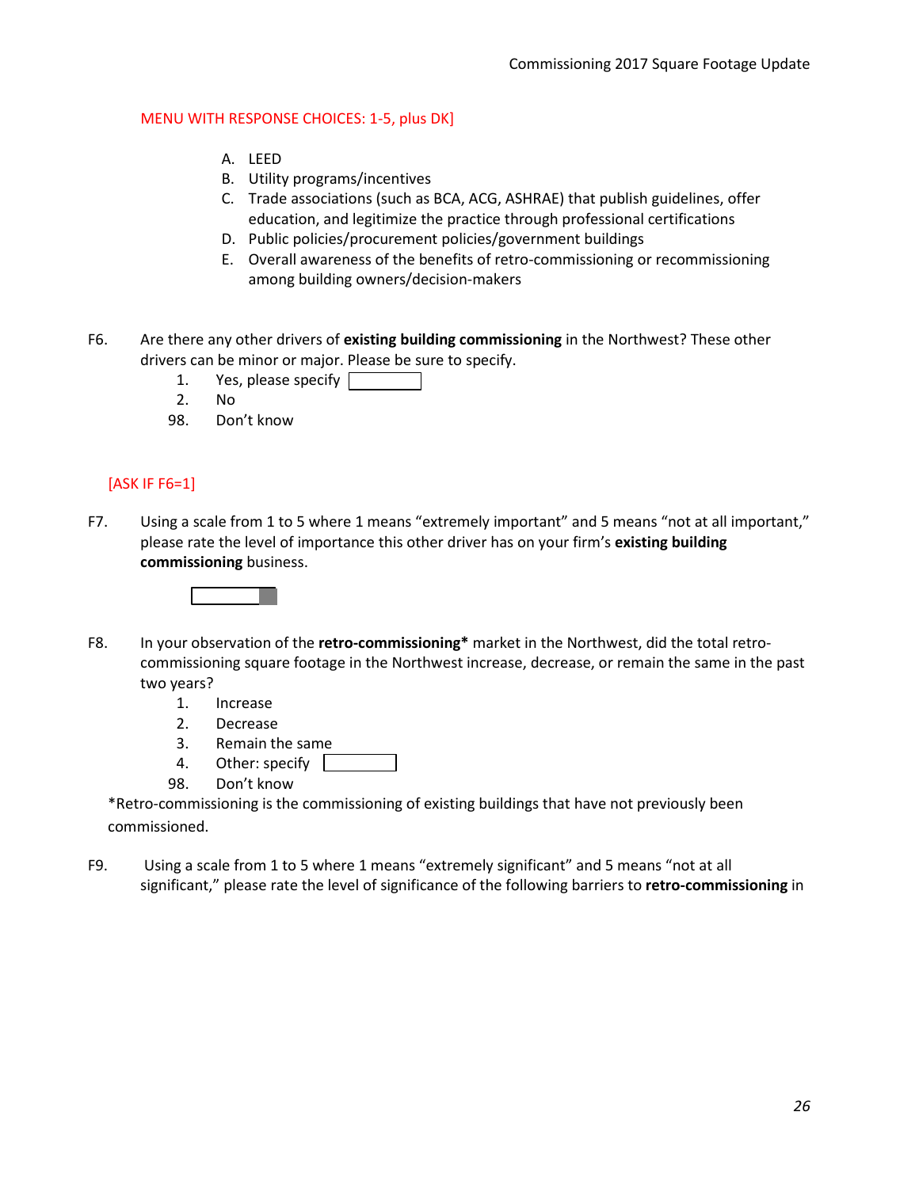MENU WITH RESPONSE CHOICES: 1-5, plus DK]

A. LEED
B. Utility programs/incentives
C. Trade associations (such as BCA, ACG, ASHRAE) that publish guidelines, offer education, and legitimize the practice through professional certifications
D. Public policies/procurement policies/government buildings
E. Overall awareness of the benefits of retro-commissioning or recommissioning among building owners/decision-makers

F6. Are there any other drivers of **existing building commissioning** in the Northwest? These other drivers can be minor or major. Please be sure to specify.

1. Yes, please specify [ ]
2. No

98. Don't know

[ASK IF F6=1]

F7. Using a scale from 1 to 5 where 1 means "extremely important" and 5 means "not at all important," please rate the level of importance this other driver has on your firm's **existing building commissioning** business.

[ ]

F8. In your observation of the **retro-commissioning*** market in the Northwest, did the total retro-commissioning square footage in the Northwest increase, decrease, or remain the same in the past two years?

1. Increase
2. Decrease
3. Remain the same
4. Other: specify [ ]

98. Don't know

*Retro-commissioning is the commissioning of existing buildings that have not previously been commissioned.

F9. Using a scale from 1 to 5 where 1 means "extremely significant" and 5 means "not at all significant," please rate the level of significance of the following barriers to **retro-commissioning** in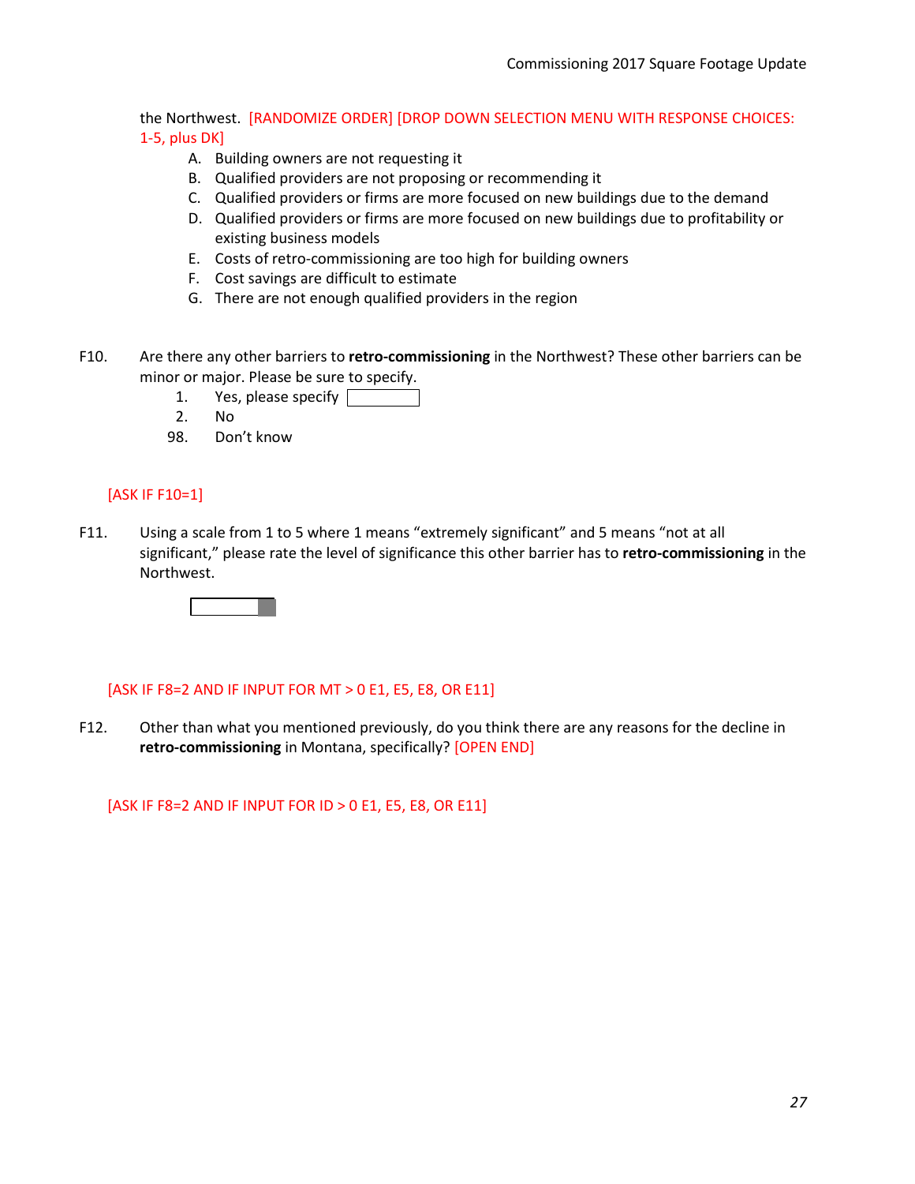the Northwest. [RANDOMIZE ORDER] [DROP DOWN SELECTION MENU WITH RESPONSE CHOICES: 1-5, plus DK]

A. Building owners are not requesting it
B. Qualified providers are not proposing or recommending it
C. Qualified providers or firms are more focused on new buildings due to the demand
D. Qualified providers or firms are more focused on new buildings due to profitability or existing business models
E. Costs of retro-commissioning are too high for building owners
F. Cost savings are difficult to estimate
G. There are not enough qualified providers in the region

F10. Are there any other barriers to **retro-commissioning** in the Northwest? These other barriers can be minor or major. Please be sure to specify.

1. Yes, please specify ______
2. No
98. Don't know

[ASK IF F10=1]

F11. Using a scale from 1 to 5 where 1 means "extremely significant" and 5 means "not at all significant," please rate the level of significance this other barrier has to **retro-commissioning** in the Northwest.

[ASK IF F8=2 AND IF INPUT FOR MT > 0 E1, E5, E8, OR E11]

F12. Other than what you mentioned previously, do you think there are any reasons for the decline in **retro-commissioning** in Montana, specifically? [OPEN END]

[ASK IF F8=2 AND IF INPUT FOR ID > 0 E1, E5, E8, OR E11]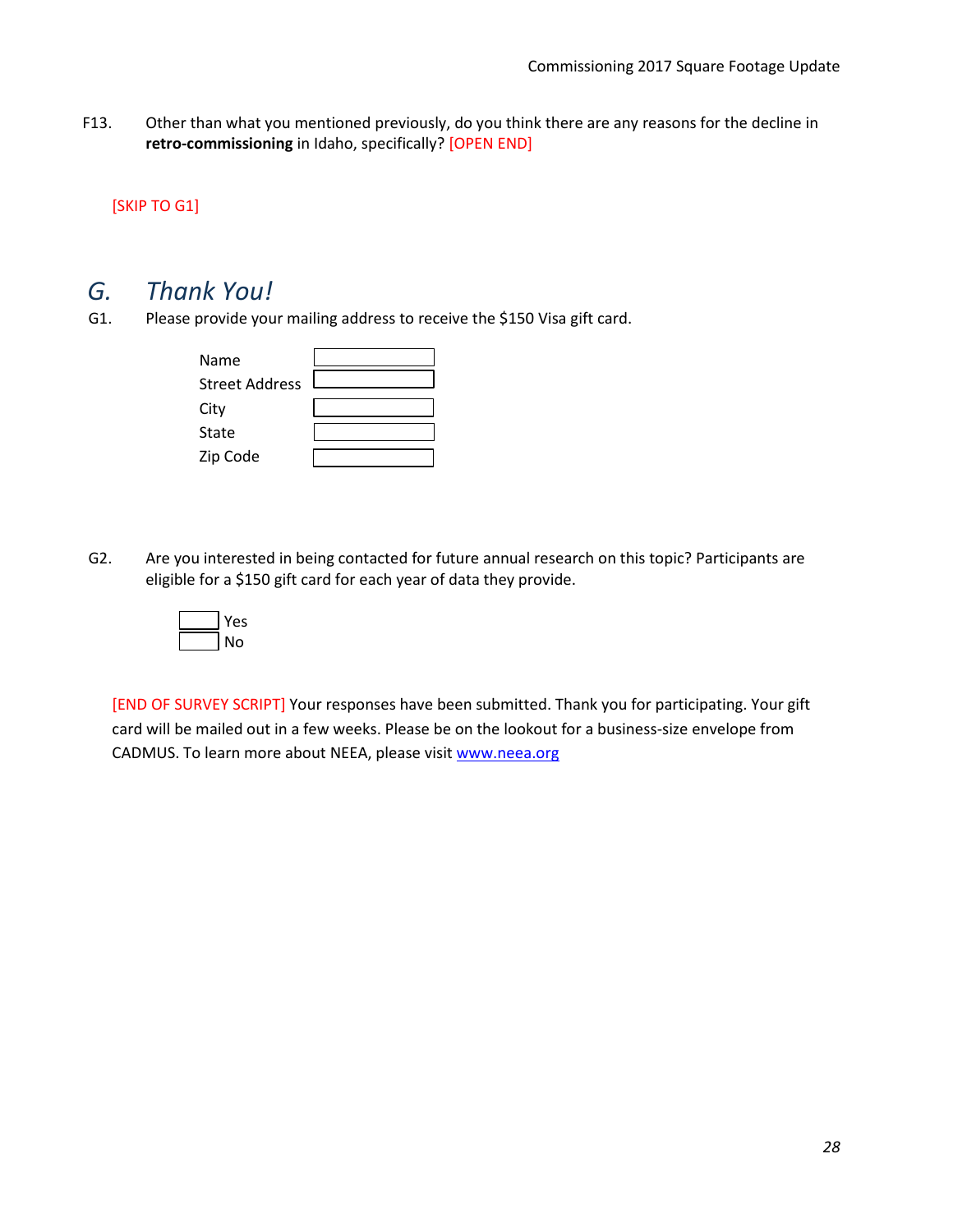F13. Other than what you mentioned previously, do you think there are any reasons for the decline in **retro-commissioning** in Idaho, specifically? [OPEN END]

[SKIP TO G1]

## *G. Thank You!*

G1. Please provide your mailing address to receive the $150 Visa gift card.

| | |
|---|---|
| Name | |
| Street Address | |
| City | |
| State | |
| Zip Code | |

G2. Are you interested in being contacted for future annual research on this topic? Participants are eligible for a $150 gift card for each year of data they provide.

- [ ] Yes
- [ ] No

[END OF SURVEY SCRIPT] Your responses have been submitted. Thank you for participating. Your gift card will be mailed out in a few weeks. Please be on the lookout for a business-size envelope from CADMUS. To learn more about NEEA, please visit [www.neea.org](http://www.neea.org)